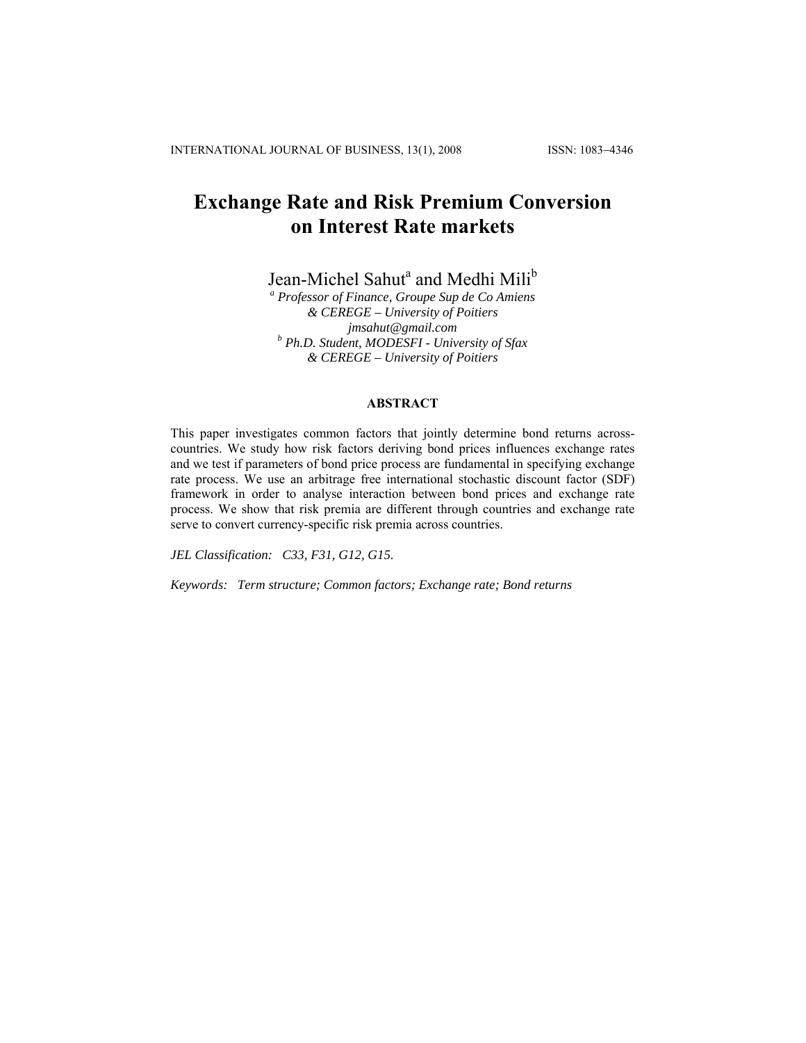# Exchange Rate and Risk Premium Conversion on Interest Rate markets

Jean-Michel Sahut[a] and Medhi Mili[b]

*[a] Professor of Finance, Groupe Sup de Co Amiens & CEREGE – University of Poitiers*
*jmsahut@gmail.com*
*[b] Ph.D. Student, MODESFI - University of Sfax & CEREGE – University of Poitiers*

## ABSTRACT

This paper investigates common factors that jointly determine bond returns across-countries. We study how risk factors deriving bond prices influences exchange rates and we test if parameters of bond price process are fundamental in specifying exchange rate process. We use an arbitrage free international stochastic discount factor (SDF) framework in order to analyse interaction between bond prices and exchange rate process. We show that risk premia are different through countries and exchange rate serve to convert currency-specific risk premia across countries.

*JEL Classification: C33, F31, G12, G15.*

*Keywords: Term structure; Common factors; Exchange rate; Bond returns*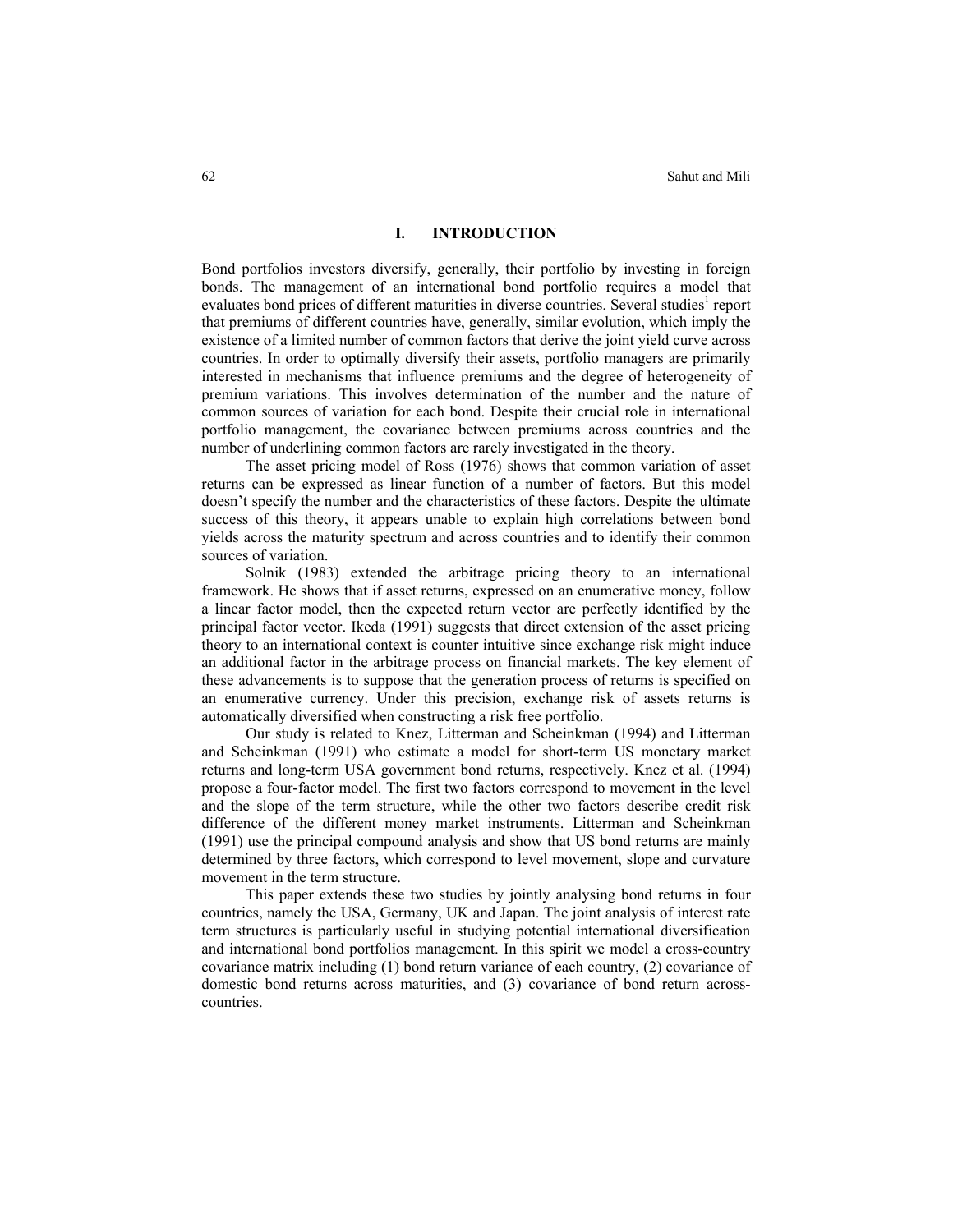## I. INTRODUCTION

Bond portfolios investors diversify, generally, their portfolio by investing in foreign bonds. The management of an international bond portfolio requires a model that evaluates bond prices of different maturities in diverse countries. Several studies[1] report that premiums of different countries have, generally, similar evolution, which imply the existence of a limited number of common factors that derive the joint yield curve across countries. In order to optimally diversify their assets, portfolio managers are primarily interested in mechanisms that influence premiums and the degree of heterogeneity of premium variations. This involves determination of the number and the nature of common sources of variation for each bond. Despite their crucial role in international portfolio management, the covariance between premiums across countries and the number of underlining common factors are rarely investigated in the theory.

The asset pricing model of Ross (1976) shows that common variation of asset returns can be expressed as linear function of a number of factors. But this model doesn't specify the number and the characteristics of these factors. Despite the ultimate success of this theory, it appears unable to explain high correlations between bond yields across the maturity spectrum and across countries and to identify their common sources of variation.

Solnik (1983) extended the arbitrage pricing theory to an international framework. He shows that if asset returns, expressed on an enumerative money, follow a linear factor model, then the expected return vector are perfectly identified by the principal factor vector. Ikeda (1991) suggests that direct extension of the asset pricing theory to an international context is counter intuitive since exchange risk might induce an additional factor in the arbitrage process on financial markets. The key element of these advancements is to suppose that the generation process of returns is specified on an enumerative currency. Under this precision, exchange risk of assets returns is automatically diversified when constructing a risk free portfolio.

Our study is related to Knez, Litterman and Scheinkman (1994) and Litterman and Scheinkman (1991) who estimate a model for short-term US monetary market returns and long-term USA government bond returns, respectively. Knez et al. (1994) propose a four-factor model. The first two factors correspond to movement in the level and the slope of the term structure, while the other two factors describe credit risk difference of the different money market instruments. Litterman and Scheinkman (1991) use the principal compound analysis and show that US bond returns are mainly determined by three factors, which correspond to level movement, slope and curvature movement in the term structure.

This paper extends these two studies by jointly analysing bond returns in four countries, namely the USA, Germany, UK and Japan. The joint analysis of interest rate term structures is particularly useful in studying potential international diversification and international bond portfolios management. In this spirit we model a cross-country covariance matrix including (1) bond return variance of each country, (2) covariance of domestic bond returns across maturities, and (3) covariance of bond return across-countries.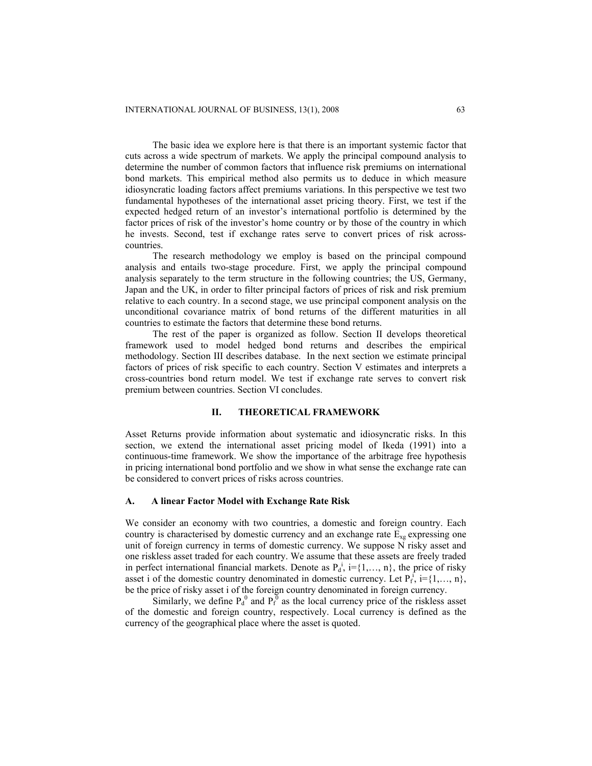The basic idea we explore here is that there is an important systemic factor that cuts across a wide spectrum of markets. We apply the principal compound analysis to determine the number of common factors that influence risk premiums on international bond markets. This empirical method also permits us to deduce in which measure idiosyncratic loading factors affect premiums variations. In this perspective we test two fundamental hypotheses of the international asset pricing theory. First, we test if the expected hedged return of an investor's international portfolio is determined by the factor prices of risk of the investor's home country or by those of the country in which he invests. Second, test if exchange rates serve to convert prices of risk across-countries.

The research methodology we employ is based on the principal compound analysis and entails two-stage procedure. First, we apply the principal compound analysis separately to the term structure in the following countries; the US, Germany, Japan and the UK, in order to filter principal factors of prices of risk and risk premium relative to each country. In a second stage, we use principal component analysis on the unconditional covariance matrix of bond returns of the different maturities in all countries to estimate the factors that determine these bond returns.

The rest of the paper is organized as follow. Section II develops theoretical framework used to model hedged bond returns and describes the empirical methodology. Section III describes database. In the next section we estimate principal factors of prices of risk specific to each country. Section V estimates and interprets a cross-countries bond return model. We test if exchange rate serves to convert risk premium between countries. Section VI concludes.

## II. THEORETICAL FRAMEWORK

Asset Returns provide information about systematic and idiosyncratic risks. In this section, we extend the international asset pricing model of Ikeda (1991) into a continuous-time framework. We show the importance of the arbitrage free hypothesis in pricing international bond portfolio and we show in what sense the exchange rate can be considered to convert prices of risks across countries.

### A. A linear Factor Model with Exchange Rate Risk

We consider an economy with two countries, a domestic and foreign country. Each country is characterised by domestic currency and an exchange rate $E_{xg}$ expressing one unit of foreign currency in terms of domestic currency. We suppose N risky asset and one riskless asset traded for each country. We assume that these assets are freely traded in perfect international financial markets. Denote as $P_d^i$, $i=\{1,\dots, n\}$, the price of risky asset i of the domestic country denominated in domestic currency. Let $P_f^i$, $i=\{1,\dots, n\}$, be the price of risky asset i of the foreign country denominated in foreign currency.

Similarly, we define $P_d^0$ and $P_f^0$ as the local currency price of the riskless asset of the domestic and foreign country, respectively. Local currency is defined as the currency of the geographical place where the asset is quoted.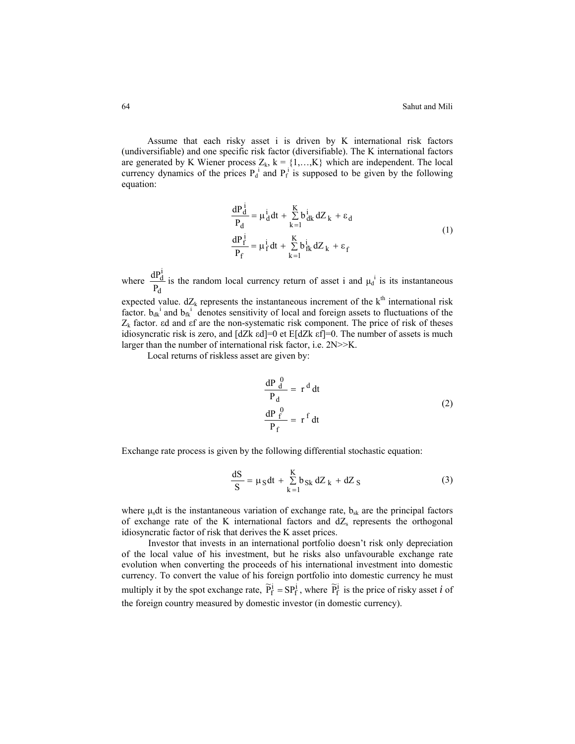Assume that each risky asset i is driven by K international risk factors (undiversifiable) and one specific risk factor (diversifiable). The K international factors are generated by K Wiener process $Z_k$, k = {1,…,K} which are independent. The local currency dynamics of the prices $P_d^i$ and $P_f^i$ is supposed to be given by the following equation:

$$
\begin{aligned}
\frac{dP_d^i}{P_d} &= \mu_d^i dt + \sum_{k=1}^{K} b_{dk}^i dZ_k + \varepsilon_d \\
\frac{dP_f^i}{P_f} &= \mu_f^i dt + \sum_{k=1}^{K} b_{fk}^i dZ_k + \varepsilon_f
\end{aligned}
\tag{1}
$$

where $\frac{dP_d^i}{P_d}$ is the random local currency return of asset i and $\mu_d^i$ is its instantaneous expected value. $dZ_k$ represents the instantaneous increment of the $k^{th}$ international risk factor. $b_{dk}^i$ and $b_{fk}^i$ denotes sensitivity of local and foreign assets to fluctuations of the $Z_k$ factor. εd and εf are the non-systematic risk component. The price of risk of theses idiosyncratic risk is zero, and [dZk εd]=0 et E[dZk εf]=0. The number of assets is much larger than the number of international risk factor, i.e. 2N>>K.

Local returns of riskless asset are given by:

$$
\begin{aligned}
\frac{dP_d^0}{P_d} &= r^d dt \\
\frac{dP_f^0}{P_f} &= r^f dt
\end{aligned}
\tag{2}
$$

Exchange rate process is given by the following differential stochastic equation:

$$
\frac{dS}{S} = \mu_S dt + \sum_{k=1}^{K} b_{Sk} dZ_k + dZ_S \tag{3}
$$

where $\mu_s dt$ is the instantaneous variation of exchange rate, $b_{sk}$ are the principal factors of exchange rate of the K international factors and $dZ_s$ represents the orthogonal idiosyncratic factor of risk that derives the K asset prices.

Investor that invests in an international portfolio doesn't risk only depreciation of the local value of his investment, but he risks also unfavourable exchange rate evolution when converting the proceeds of his international investment into domestic currency. To convert the value of his foreign portfolio into domestic currency he must multiply it by the spot exchange rate, $\tilde{P}_f^i = SP_f^i$, where $\tilde{P}_f^i$ is the price of risky asset *i* of the foreign country measured by domestic investor (in domestic currency).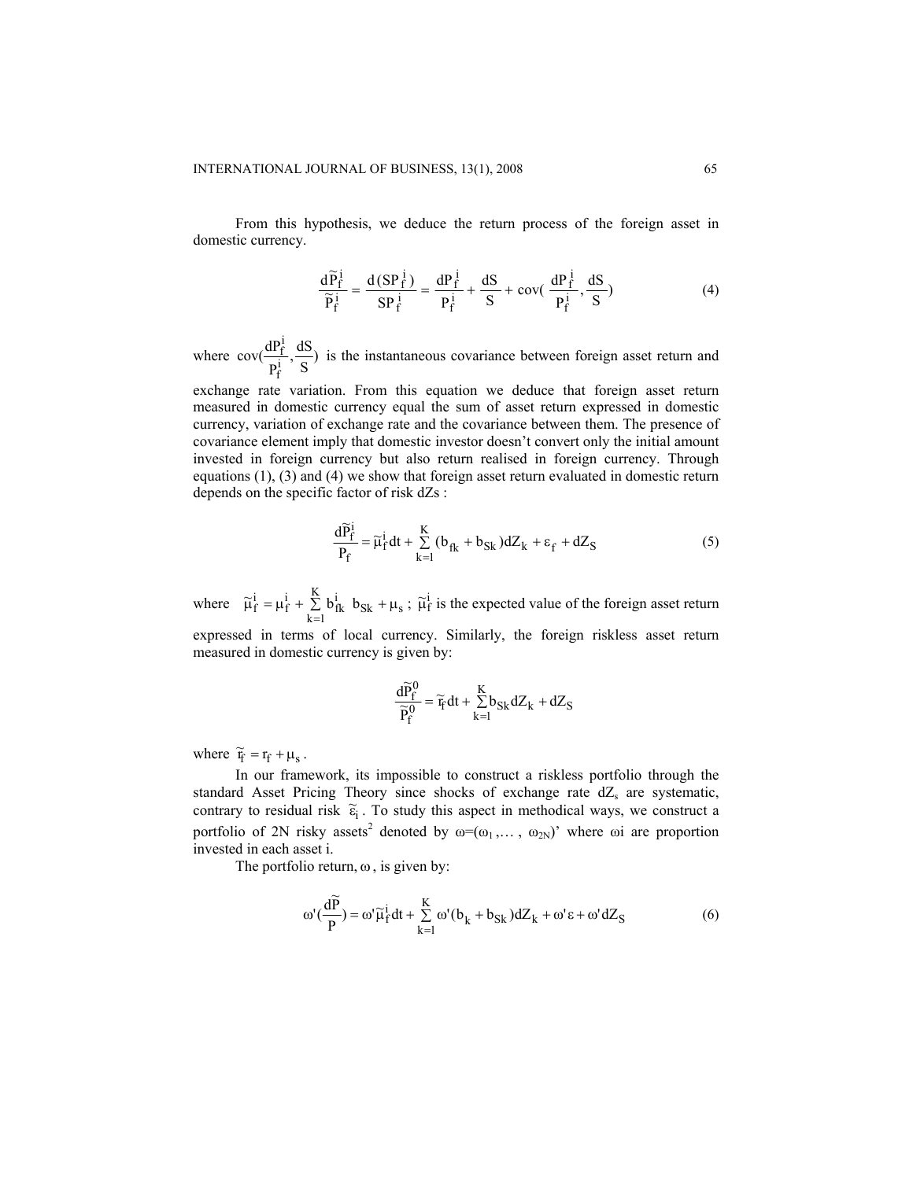From this hypothesis, we deduce the return process of the foreign asset in domestic currency.

$$\frac{d\widetilde{P}_f^i}{\widetilde{P}_f^i} = \frac{d(SP_f^i)}{SP_f^i} = \frac{dP_f^i}{P_f^i} + \frac{dS}{S} + \text{cov}(\frac{dP_f^i}{P_f^i}, \frac{dS}{S}) \tag{4}$$

where $\text{cov}(\frac{dP_f^i}{P_f^i}, \frac{dS}{S})$ is the instantaneous covariance between foreign asset return and exchange rate variation. From this equation we deduce that foreign asset return measured in domestic currency equal the sum of asset return expressed in domestic currency, variation of exchange rate and the covariance between them. The presence of covariance element imply that domestic investor doesn't convert only the initial amount invested in foreign currency but also return realised in foreign currency. Through equations (1), (3) and (4) we show that foreign asset return evaluated in domestic return depends on the specific factor of risk dZs :

$$\frac{d\widetilde{P}_f^i}{P_f} = \widetilde{\mu}_f^i dt + \sum_{k=1}^{K} (b_{fk} + b_{Sk}) dZ_k + \varepsilon_f + dZ_S \tag{5}$$

where $\widetilde{\mu}_f^i = \mu_f^i + \sum_{k=1}^{K} b_{fk}^i \; b_{Sk} + \mu_s$ ; $\widetilde{\mu}_f^i$ is the expected value of the foreign asset return expressed in terms of local currency. Similarly, the foreign riskless asset return measured in domestic currency is given by:

$$\frac{d\widetilde{P}_f^0}{\widetilde{P}_f^0} = \widetilde{r}_f dt + \sum_{k=1}^{K} b_{Sk} dZ_k + dZ_S$$

where $\widetilde{r}_f = r_f + \mu_s$.

In our framework, its impossible to construct a riskless portfolio through the standard Asset Pricing Theory since shocks of exchange rate $dZ_s$ are systematic, contrary to residual risk $\widetilde{\varepsilon}_i$. To study this aspect in methodical ways, we construct a portfolio of 2N risky assets[2] denoted by $\omega=(\omega_1, \ldots, \omega_{2N})'$ where $\omega i$ are proportion invested in each asset i.

The portfolio return, $\omega$, is given by:

$$\omega'(\frac{d\widetilde{P}}{P}) = \omega'\widetilde{\mu}_f^i dt + \sum_{k=1}^{K} \omega'(b_k + b_{Sk}) dZ_k + \omega'\varepsilon + \omega' dZ_S \tag{6}$$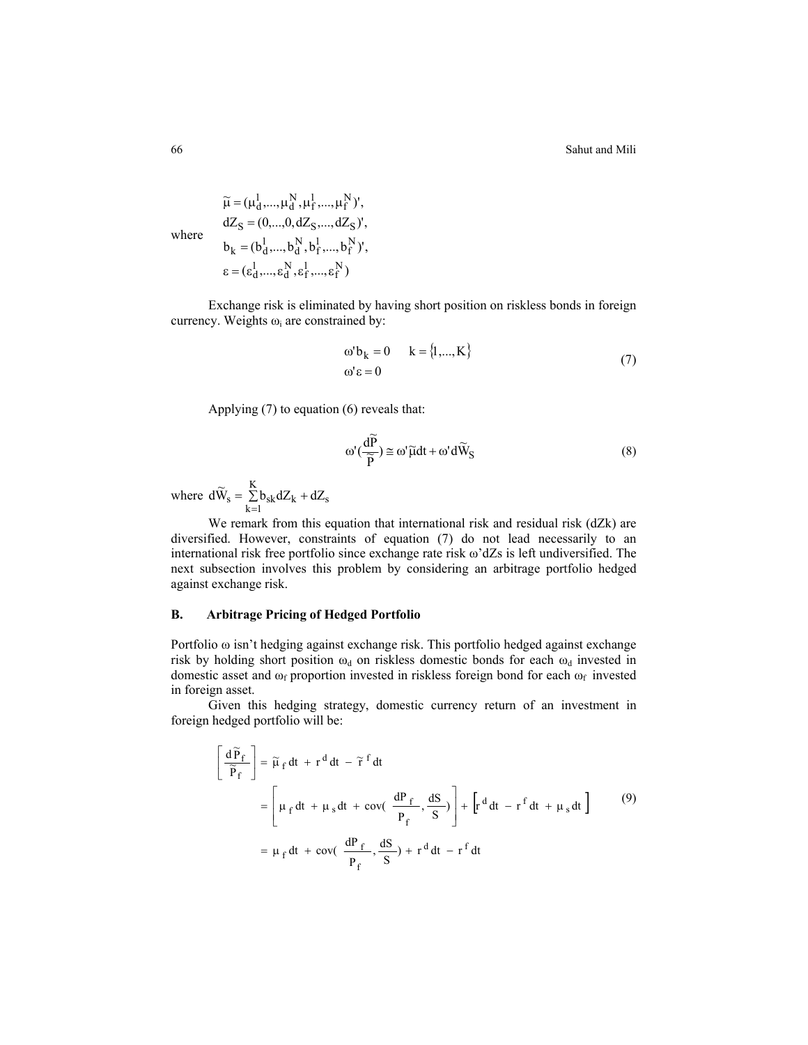$$
\text{where} \quad
\begin{aligned}
\tilde{\mu} &= (\mu_d^1,...,\mu_d^N,\mu_f^1,...,\mu_f^N)', \\
dZ_S &= (0,...,0,dZ_S,...,dZ_S)', \\
b_k &= (b_d^1,...,b_d^N,b_f^1,...,b_f^N)', \\
\varepsilon &= (\varepsilon_d^1,...,\varepsilon_d^N,\varepsilon_f^1,...,\varepsilon_f^N)
\end{aligned}
$$

Exchange risk is eliminated by having short position on riskless bonds in foreign currency. Weights $\omega_i$ are constrained by:

$$
\begin{aligned}
&\omega' b_k = 0 \qquad k = \{1,...,K\} \\
&\omega' \varepsilon = 0
\end{aligned}
\tag{7}
$$

Applying (7) to equation (6) reveals that:

$$
\omega'(\frac{d\tilde{P}}{\tilde{P}}) \cong \omega'\tilde{\mu}dt + \omega' d\tilde{W}_S \tag{8}
$$

where $d\tilde{W}_s = \sum_{k=1}^{K} b_{sk} dZ_k + dZ_s$

We remark from this equation that international risk and residual risk (dZk) are diversified. However, constraints of equation (7) do not lead necessarily to an international risk free portfolio since exchange rate risk ω'dZs is left undiversified. The next subsection involves this problem by considering an arbitrage portfolio hedged against exchange risk.

### B. Arbitrage Pricing of Hedged Portfolio

Portfolio ω isn't hedging against exchange risk. This portfolio hedged against exchange risk by holding short position $\omega_d$ on riskless domestic bonds for each $\omega_d$ invested in domestic asset and $\omega_f$ proportion invested in riskless foreign bond for each $\omega_f$ invested in foreign asset.

Given this hedging strategy, domestic currency return of an investment in foreign hedged portfolio will be:

$$
\begin{aligned}
\left[\frac{d\tilde{P}_f}{\tilde{P}_f}\right] &= \tilde{\mu}_f dt + r^d dt - \tilde{r}^f dt \\
&= \left[\mu_f dt + \mu_s dt + \text{cov}(\frac{dP_f}{P_f}, \frac{dS}{S})\right] + \left[r^d dt - r^f dt + \mu_s dt\right] \\
&= \mu_f dt + \text{cov}(\frac{dP_f}{P_f}, \frac{dS}{S}) + r^d dt - r^f dt
\end{aligned}
\tag{9}
$$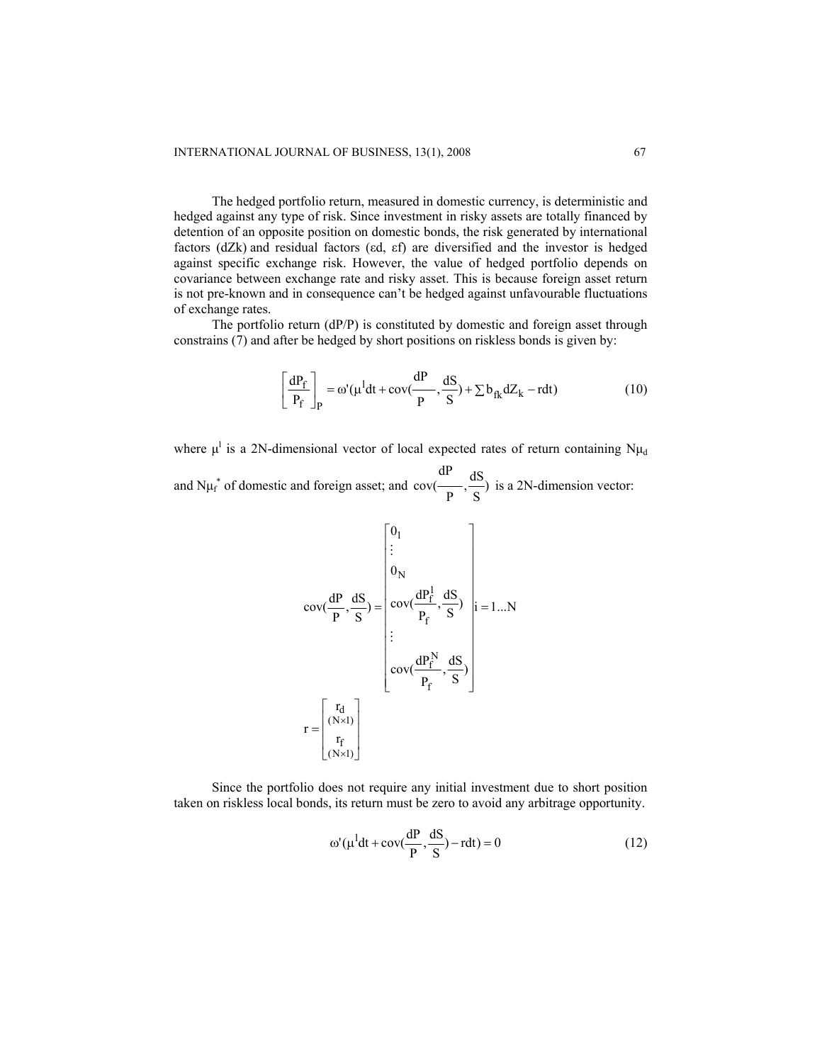The hedged portfolio return, measured in domestic currency, is deterministic and hedged against any type of risk. Since investment in risky assets are totally financed by detention of an opposite position on domestic bonds, the risk generated by international factors (dZk) and residual factors (εd, εf) are diversified and the investor is hedged against specific exchange risk. However, the value of hedged portfolio depends on covariance between exchange rate and risky asset. This is because foreign asset return is not pre-known and in consequence can't be hedged against unfavourable fluctuations of exchange rates.

The portfolio return (dP/P) is constituted by domestic and foreign asset through constrains (7) and after be hedged by short positions on riskless bonds is given by:

$$\left[\frac{dP_f}{P_f}\right]_P = \omega'(\mu^l dt + \text{cov}(\frac{dP}{P}, \frac{dS}{S}) + \sum b_{fk} dZ_k - rdt) \tag{10}$$

where $\mu^l$ is a 2N-dimensional vector of local expected rates of return containing $N\mu_d$ and $N\mu_f^*$ of domestic and foreign asset; and $\text{cov}(\frac{dP}{P}, \frac{dS}{S})$ is a 2N-dimension vector:

$$\text{cov}(\frac{dP}{P}, \frac{dS}{S}) = \begin{bmatrix} 0_1 \\ \vdots \\ 0_N \\ \text{cov}(\frac{dP_f^1}{P_f}, \frac{dS}{S}) \\ \vdots \\ \text{cov}(\frac{dP_f^N}{P_f}, \frac{dS}{S}) \end{bmatrix} i = 1...N$$

$$r = \begin{bmatrix} \underset{(N\times1)}{r_d} \\ \underset{(N\times1)}{r_f} \end{bmatrix}$$

Since the portfolio does not require any initial investment due to short position taken on riskless local bonds, its return must be zero to avoid any arbitrage opportunity.

$$\omega'(\mu^l dt + \text{cov}(\frac{dP}{P}, \frac{dS}{S}) - rdt) = 0 \tag{12}$$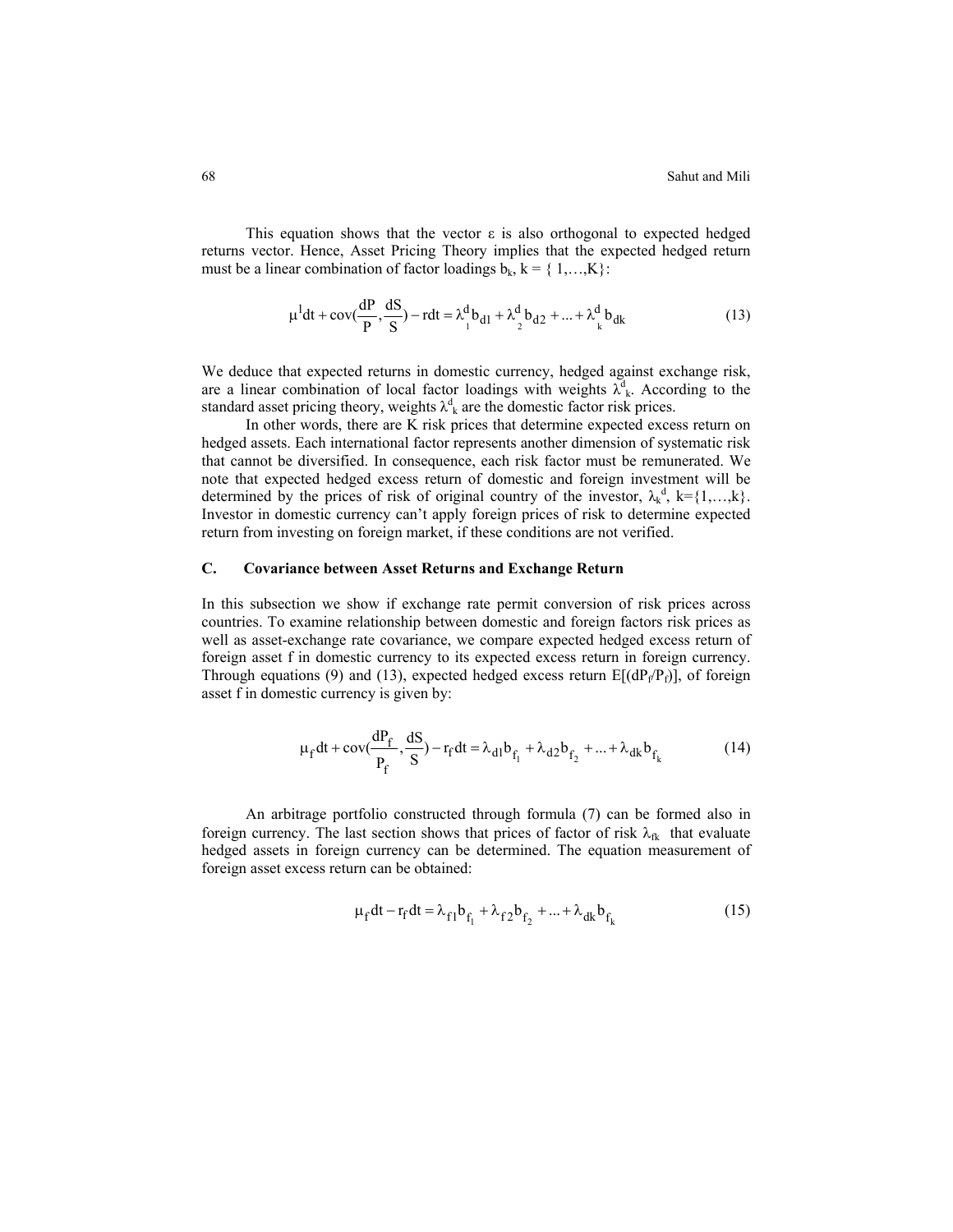This equation shows that the vector ε is also orthogonal to expected hedged returns vector. Hence, Asset Pricing Theory implies that the expected hedged return must be a linear combination of factor loadings $b_k$, k = { 1,…,K}:

$$\mu^1 dt + \text{cov}(\frac{dP}{P}, \frac{dS}{S}) - rdt = \lambda^d_1 b_{d1} + \lambda^d_2 b_{d2} + ... + \lambda^d_k b_{dk} \tag{13}$$

We deduce that expected returns in domestic currency, hedged against exchange risk, are a linear combination of local factor loadings with weights $\lambda^d_k$. According to the standard asset pricing theory, weights $\lambda^d_k$ are the domestic factor risk prices.

In other words, there are K risk prices that determine expected excess return on hedged assets. Each international factor represents another dimension of systematic risk that cannot be diversified. In consequence, each risk factor must be remunerated. We note that expected hedged excess return of domestic and foreign investment will be determined by the prices of risk of original country of the investor, $\lambda_k^d$, k={1,…,k}. Investor in domestic currency can't apply foreign prices of risk to determine expected return from investing on foreign market, if these conditions are not verified.

### C. Covariance between Asset Returns and Exchange Return

In this subsection we show if exchange rate permit conversion of risk prices across countries. To examine relationship between domestic and foreign factors risk prices as well as asset-exchange rate covariance, we compare expected hedged excess return of foreign asset f in domestic currency to its expected excess return in foreign currency. Through equations (9) and (13), expected hedged excess return $E[(dP_f/P_f)]$, of foreign asset f in domestic currency is given by:

$$\mu_f dt + \text{cov}(\frac{dP_f}{P_f}, \frac{dS}{S}) - r_f dt = \lambda_{d1} b_{f_1} + \lambda_{d2} b_{f_2} + ... + \lambda_{dk} b_{f_k} \tag{14}$$

An arbitrage portfolio constructed through formula (7) can be formed also in foreign currency. The last section shows that prices of factor of risk $\lambda_{fk}$ that evaluate hedged assets in foreign currency can be determined. The equation measurement of foreign asset excess return can be obtained:

$$\mu_f dt - r_f dt = \lambda_{f1} b_{f_1} + \lambda_{f2} b_{f_2} + ... + \lambda_{dk} b_{f_k} \tag{15}$$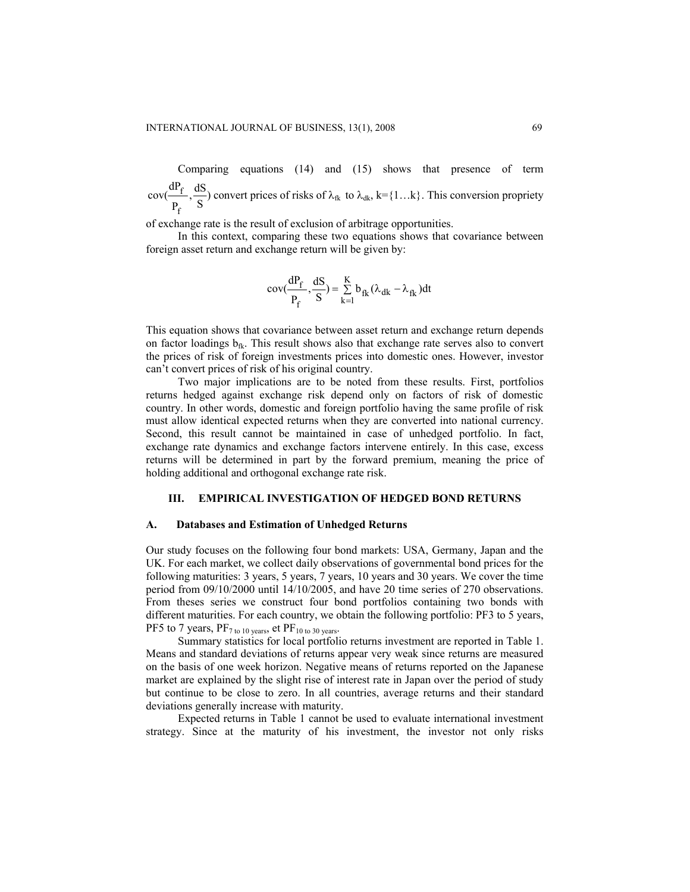Comparing equations (14) and (15) shows that presence of term $\text{cov}(\frac{dP_f}{P_f}, \frac{dS}{S})$ convert prices of risks of $\lambda_{fk}$ to $\lambda_{dk}$, k={1…k}. This conversion propriety of exchange rate is the result of exclusion of arbitrage opportunities.

In this context, comparing these two equations shows that covariance between foreign asset return and exchange return will be given by:

$$\text{cov}(\frac{dP_f}{P_f}, \frac{dS}{S}) = \sum_{k=1}^{K} b_{fk}(\lambda_{dk} - \lambda_{fk})dt$$

This equation shows that covariance between asset return and exchange return depends on factor loadings $b_{fk}$. This result shows also that exchange rate serves also to convert the prices of risk of foreign investments prices into domestic ones. However, investor can't convert prices of risk of his original country.

Two major implications are to be noted from these results. First, portfolios returns hedged against exchange risk depend only on factors of risk of domestic country. In other words, domestic and foreign portfolio having the same profile of risk must allow identical expected returns when they are converted into national currency. Second, this result cannot be maintained in case of unhedged portfolio. In fact, exchange rate dynamics and exchange factors intervene entirely. In this case, excess returns will be determined in part by the forward premium, meaning the price of holding additional and orthogonal exchange rate risk.

## III. EMPIRICAL INVESTIGATION OF HEDGED BOND RETURNS

### A. Databases and Estimation of Unhedged Returns

Our study focuses on the following four bond markets: USA, Germany, Japan and the UK. For each market, we collect daily observations of governmental bond prices for the following maturities: 3 years, 5 years, 7 years, 10 years and 30 years. We cover the time period from 09/10/2000 until 14/10/2005, and have 20 time series of 270 observations. From theses series we construct four bond portfolios containing two bonds with different maturities. For each country, we obtain the following portfolio: PF3 to 5 years, PF5 to 7 years, $PF_{7 \text{ to } 10 \text{ years}}$, et $PF_{10 \text{ to } 30 \text{ years}}$.

Summary statistics for local portfolio returns investment are reported in Table 1. Means and standard deviations of returns appear very weak since returns are measured on the basis of one week horizon. Negative means of returns reported on the Japanese market are explained by the slight rise of interest rate in Japan over the period of study but continue to be close to zero. In all countries, average returns and their standard deviations generally increase with maturity.

Expected returns in Table 1 cannot be used to evaluate international investment strategy. Since at the maturity of his investment, the investor not only risks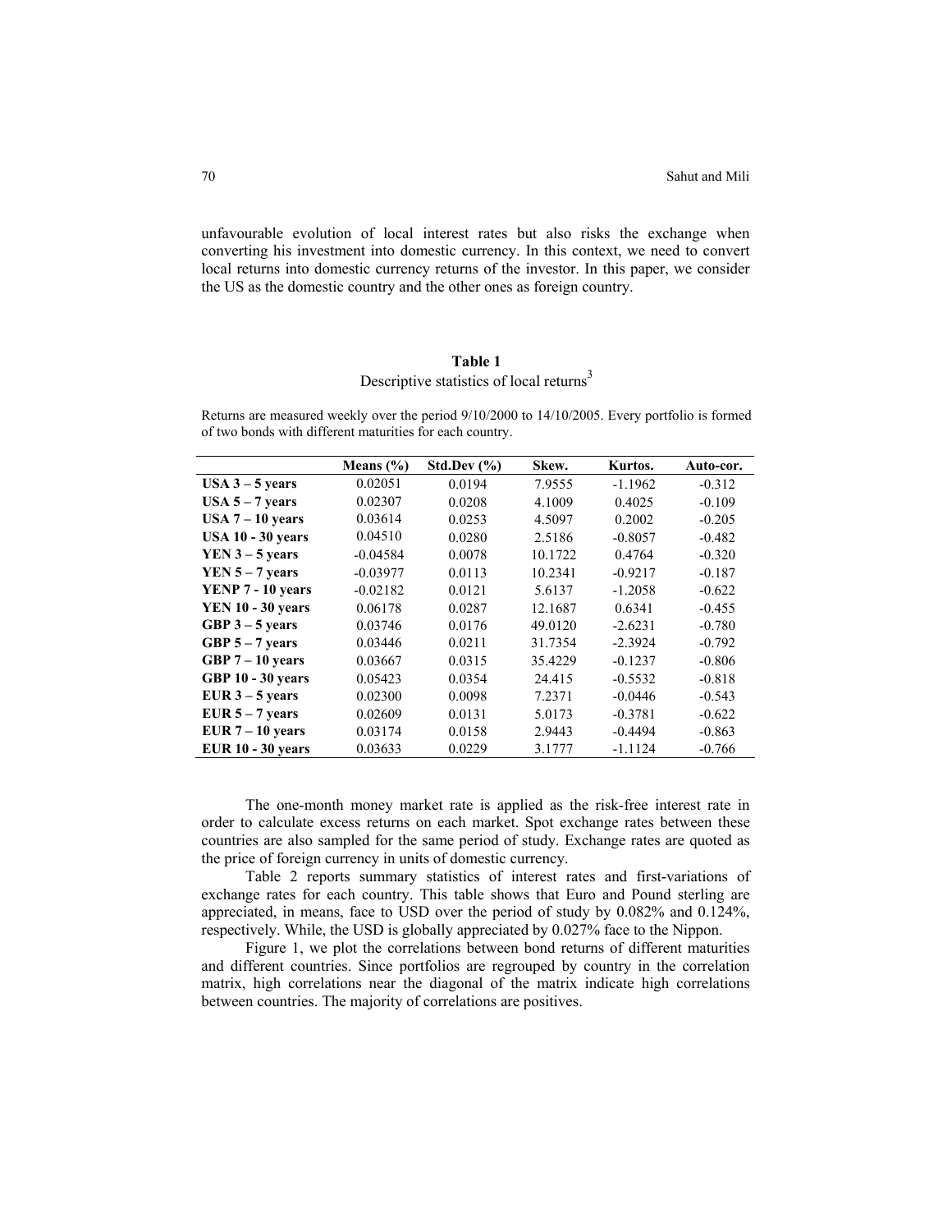unfavourable evolution of local interest rates but also risks the exchange when converting his investment into domestic currency. In this context, we need to convert local returns into domestic currency returns of the investor. In this paper, we consider the US as the domestic country and the other ones as foreign country.

**Table 1**

Descriptive statistics of local returns[3]

Returns are measured weekly over the period 9/10/2000 to 14/10/2005. Every portfolio is formed of two bonds with different maturities for each country.

| | Means (%) | Std.Dev (%) | Skew. | Kurtos. | Auto-cor. |
|---|---|---|---|---|---|
| **USA 3 – 5 years** | 0.02051 | 0.0194 | 7.9555 | -1.1962 | -0.312 |
| **USA 5 – 7 years** | 0.02307 | 0.0208 | 4.1009 | 0.4025 | -0.109 |
| **USA 7 – 10 years** | 0.03614 | 0.0253 | 4.5097 | 0.2002 | -0.205 |
| **USA 10 - 30 years** | 0.04510 | 0.0280 | 2.5186 | -0.8057 | -0.482 |
| **YEN 3 – 5 years** | -0.04584 | 0.0078 | 10.1722 | 0.4764 | -0.320 |
| **YEN 5 – 7 years** | -0.03977 | 0.0113 | 10.2341 | -0.9217 | -0.187 |
| **YENP 7 - 10 years** | -0.02182 | 0.0121 | 5.6137 | -1.2058 | -0.622 |
| **YEN 10 - 30 years** | 0.06178 | 0.0287 | 12.1687 | 0.6341 | -0.455 |
| **GBP 3 – 5 years** | 0.03746 | 0.0176 | 49.0120 | -2.6231 | -0.780 |
| **GBP 5 – 7 years** | 0.03446 | 0.0211 | 31.7354 | -2.3924 | -0.792 |
| **GBP 7 – 10 years** | 0.03667 | 0.0315 | 35.4229 | -0.1237 | -0.806 |
| **GBP 10 - 30 years** | 0.05423 | 0.0354 | 24.415 | -0.5532 | -0.818 |
| **EUR 3 – 5 years** | 0.02300 | 0.0098 | 7.2371 | -0.0446 | -0.543 |
| **EUR 5 – 7 years** | 0.02609 | 0.0131 | 5.0173 | -0.3781 | -0.622 |
| **EUR 7 – 10 years** | 0.03174 | 0.0158 | 2.9443 | -0.4494 | -0.863 |
| **EUR 10 - 30 years** | 0.03633 | 0.0229 | 3.1777 | -1.1124 | -0.766 |

The one-month money market rate is applied as the risk-free interest rate in order to calculate excess returns on each market. Spot exchange rates between these countries are also sampled for the same period of study. Exchange rates are quoted as the price of foreign currency in units of domestic currency.

Table 2 reports summary statistics of interest rates and first-variations of exchange rates for each country. This table shows that Euro and Pound sterling are appreciated, in means, face to USD over the period of study by 0.082% and 0.124%, respectively. While, the USD is globally appreciated by 0.027% face to the Nippon.

Figure 1, we plot the correlations between bond returns of different maturities and different countries. Since portfolios are regrouped by country in the correlation matrix, high correlations near the diagonal of the matrix indicate high correlations between countries. The majority of correlations are positives.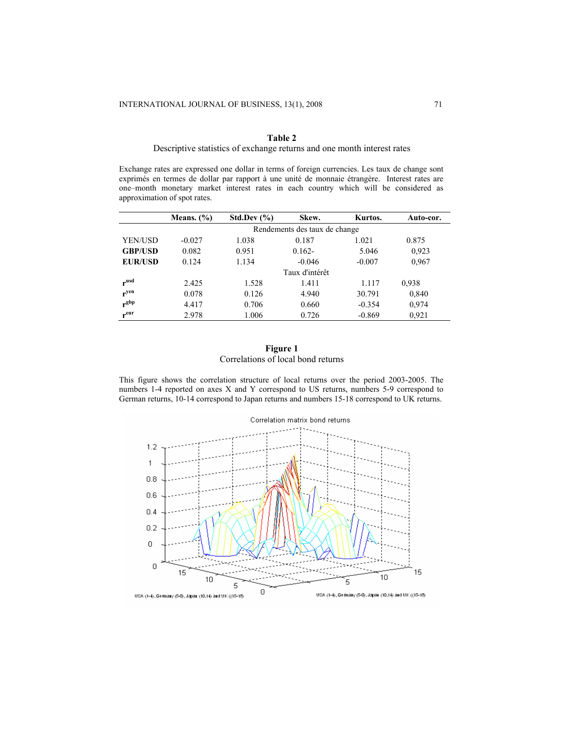**Table 2**

Descriptive statistics of exchange returns and one month interest rates

Exchange rates are expressed one dollar in terms of foreign currencies. Les taux de change sont exprimés en termes de dollar par rapport à une unité de monnaie étrangère. Interest rates are one–month monetary market interest rates in each country which will be considered as approximation of spot rates.

| | Means. (%) | Std.Dev (%) | Skew. | Kurtos. | Auto-cor. |
|---|---|---|---|---|---|
| | | | Rendements des taux de change | | |
| YEN/USD | -0.027 | 1.038 | 0.187 | 1.021 | 0.875 |
| **GBP/USD** | 0.082 | 0.951 | 0.162- | 5.046 | 0,923 |
| **EUR/USD** | 0.124 | 1.134 | -0.046 | -0.007 | 0,967 |
| | | | Taux d'intérêt | | |
| $r^{usd}$ | 2.425 | 1.528 | 1.411 | 1.117 | 0,938 |
| $r^{yen}$ | 0.078 | 0.126 | 4.940 | 30.791 | 0,840 |
| $r^{gbp}$ | 4.417 | 0.706 | 0.660 | -0.354 | 0,974 |
| $r^{eur}$ | 2.978 | 1.006 | 0.726 | -0.869 | 0,921 |

**Figure 1**

Correlations of local bond returns

This figure shows the correlation structure of local returns over the period 2003-2005. The numbers 1-4 reported on axes X and Y correspond to US returns, numbers 5-9 correspond to German returns, 10-14 correspond to Japan returns and numbers 15-18 correspond to UK returns.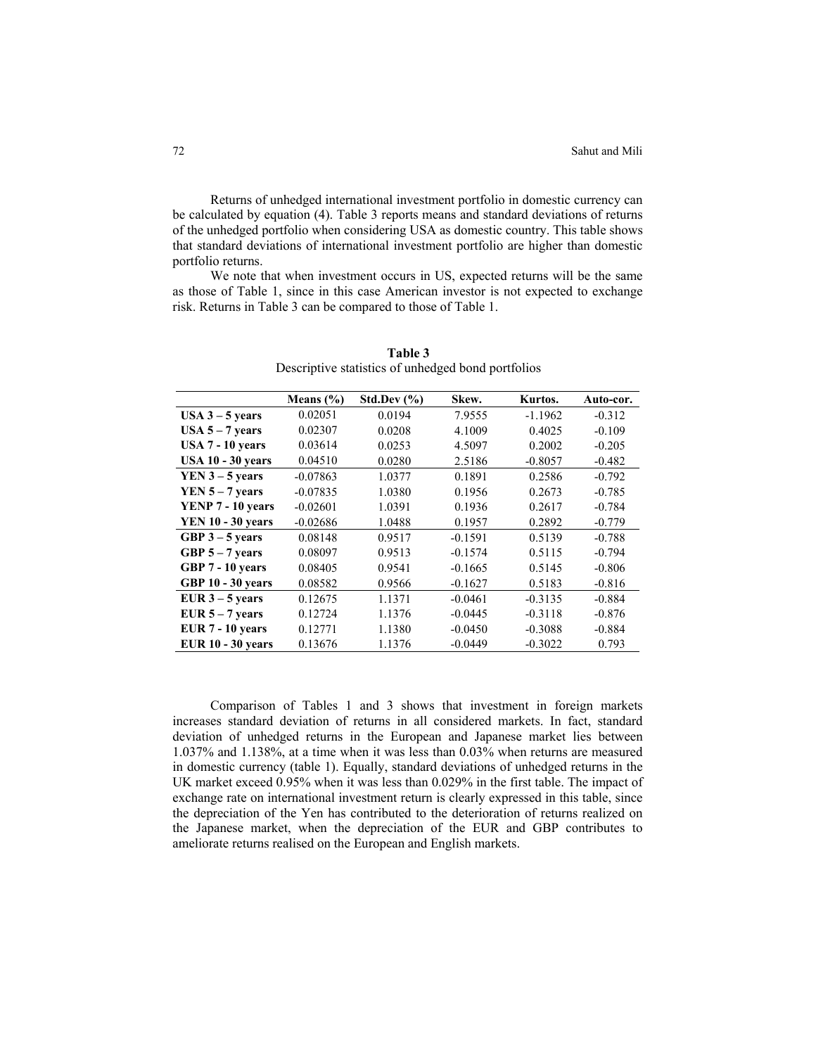Returns of unhedged international investment portfolio in domestic currency can be calculated by equation (4). Table 3 reports means and standard deviations of returns of the unhedged portfolio when considering USA as domestic country. This table shows that standard deviations of international investment portfolio are higher than domestic portfolio returns.

We note that when investment occurs in US, expected returns will be the same as those of Table 1, since in this case American investor is not expected to exchange risk. Returns in Table 3 can be compared to those of Table 1.

**Table 3**
Descriptive statistics of unhedged bond portfolios

| | Means (%) | Std.Dev (%) | Skew. | Kurtos. | Auto-cor. |
|---|---|---|---|---|---|
| **USA 3 – 5 years** | 0.02051 | 0.0194 | 7.9555 | -1.1962 | -0.312 |
| **USA 5 – 7 years** | 0.02307 | 0.0208 | 4.1009 | 0.4025 | -0.109 |
| **USA 7 - 10 years** | 0.03614 | 0.0253 | 4.5097 | 0.2002 | -0.205 |
| **USA 10 - 30 years** | 0.04510 | 0.0280 | 2.5186 | -0.8057 | -0.482 |
| **YEN 3 – 5 years** | -0.07863 | 1.0377 | 0.1891 | 0.2586 | -0.792 |
| **YEN 5 – 7 years** | -0.07835 | 1.0380 | 0.1956 | 0.2673 | -0.785 |
| **YENP 7 - 10 years** | -0.02601 | 1.0391 | 0.1936 | 0.2617 | -0.784 |
| **YEN 10 - 30 years** | -0.02686 | 1.0488 | 0.1957 | 0.2892 | -0.779 |
| **GBP 3 – 5 years** | 0.08148 | 0.9517 | -0.1591 | 0.5139 | -0.788 |
| **GBP 5 – 7 years** | 0.08097 | 0.9513 | -0.1574 | 0.5115 | -0.794 |
| **GBP 7 - 10 years** | 0.08405 | 0.9541 | -0.1665 | 0.5145 | -0.806 |
| **GBP 10 - 30 years** | 0.08582 | 0.9566 | -0.1627 | 0.5183 | -0.816 |
| **EUR 3 – 5 years** | 0.12675 | 1.1371 | -0.0461 | -0.3135 | -0.884 |
| **EUR 5 – 7 years** | 0.12724 | 1.1376 | -0.0445 | -0.3118 | -0.876 |
| **EUR 7 - 10 years** | 0.12771 | 1.1380 | -0.0450 | -0.3088 | -0.884 |
| **EUR 10 - 30 years** | 0.13676 | 1.1376 | -0.0449 | -0.3022 | 0.793 |

Comparison of Tables 1 and 3 shows that investment in foreign markets increases standard deviation of returns in all considered markets. In fact, standard deviation of unhedged returns in the European and Japanese market lies between 1.037% and 1.138%, at a time when it was less than 0.03% when returns are measured in domestic currency (table 1). Equally, standard deviations of unhedged returns in the UK market exceed 0.95% when it was less than 0.029% in the first table. The impact of exchange rate on international investment return is clearly expressed in this table, since the depreciation of the Yen has contributed to the deterioration of returns realized on the Japanese market, when the depreciation of the EUR and GBP contributes to ameliorate returns realised on the European and English markets.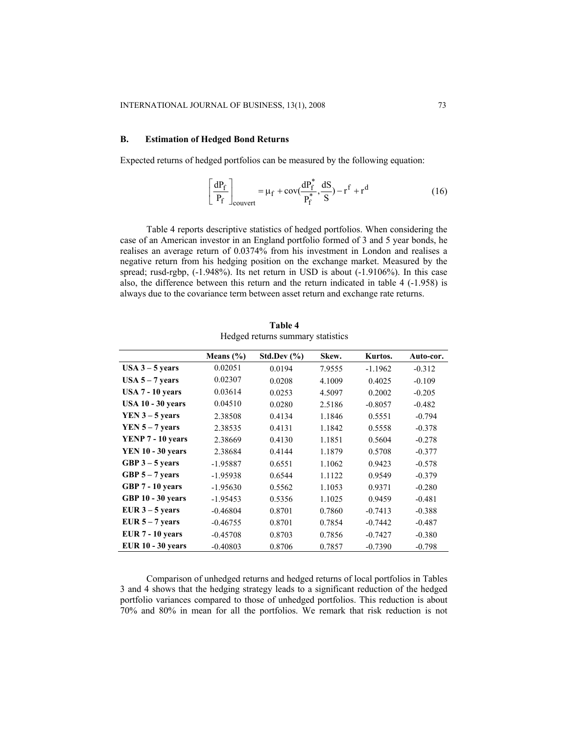## B. Estimation of Hedged Bond Returns

Expected returns of hedged portfolios can be measured by the following equation:

$$\left[\frac{dP_f}{P_f}\right]_{couvert} = \mu_f + \text{cov}\left(\frac{dP_f^*}{P_f^*}, \frac{dS}{S}\right) - r^f + r^d \tag{16}$$

Table 4 reports descriptive statistics of hedged portfolios. When considering the case of an American investor in an England portfolio formed of 3 and 5 year bonds, he realises an average return of 0.0374% from his investment in London and realises a negative return from his hedging position on the exchange market. Measured by the spread; rusd-rgbp, (-1.948%). Its net return in USD is about (-1.9106%). In this case also, the difference between this return and the return indicated in table 4 (-1.958) is always due to the covariance term between asset return and exchange rate returns.

**Table 4**
Hedged returns summary statistics

| | Means (%) | Std.Dev (%) | Skew. | Kurtos. | Auto-cor. |
|---|---|---|---|---|---|
| **USA 3 – 5 years** | 0.02051 | 0.0194 | 7.9555 | -1.1962 | -0.312 |
| **USA 5 – 7 years** | 0.02307 | 0.0208 | 4.1009 | 0.4025 | -0.109 |
| **USA 7 - 10 years** | 0.03614 | 0.0253 | 4.5097 | 0.2002 | -0.205 |
| **USA 10 - 30 years** | 0.04510 | 0.0280 | 2.5186 | -0.8057 | -0.482 |
| **YEN 3 – 5 years** | 2.38508 | 0.4134 | 1.1846 | 0.5551 | -0.794 |
| **YEN 5 – 7 years** | 2.38535 | 0.4131 | 1.1842 | 0.5558 | -0.378 |
| **YENP 7 - 10 years** | 2.38669 | 0.4130 | 1.1851 | 0.5604 | -0.278 |
| **YEN 10 - 30 years** | 2.38684 | 0.4144 | 1.1879 | 0.5708 | -0.377 |
| **GBP 3 – 5 years** | -1.95887 | 0.6551 | 1.1062 | 0.9423 | -0.578 |
| **GBP 5 – 7 years** | -1.95938 | 0.6544 | 1.1122 | 0.9549 | -0.379 |
| **GBP 7 - 10 years** | -1.95630 | 0.5562 | 1.1053 | 0.9371 | -0.280 |
| **GBP 10 - 30 years** | -1.95453 | 0.5356 | 1.1025 | 0.9459 | -0.481 |
| **EUR 3 – 5 years** | -0.46804 | 0.8701 | 0.7860 | -0.7413 | -0.388 |
| **EUR 5 – 7 years** | -0.46755 | 0.8701 | 0.7854 | -0.7442 | -0.487 |
| **EUR 7 - 10 years** | -0.45708 | 0.8703 | 0.7856 | -0.7427 | -0.380 |
| **EUR 10 - 30 years** | -0.40803 | 0.8706 | 0.7857 | -0.7390 | -0.798 |

Comparison of unhedged returns and hedged returns of local portfolios in Tables 3 and 4 shows that the hedging strategy leads to a significant reduction of the hedged portfolio variances compared to those of unhedged portfolios. This reduction is about 70% and 80% in mean for all the portfolios. We remark that risk reduction is not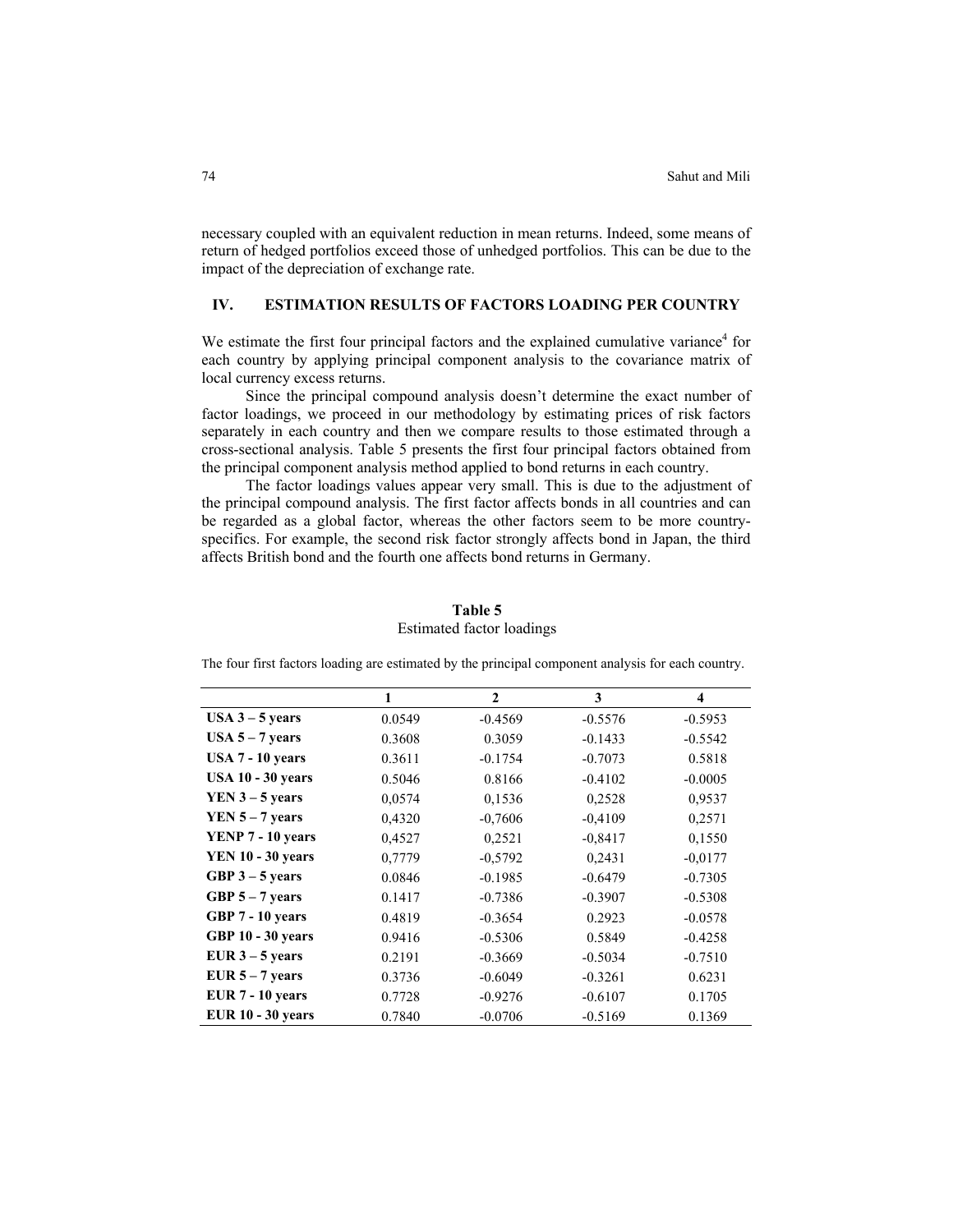necessary coupled with an equivalent reduction in mean returns. Indeed, some means of return of hedged portfolios exceed those of unhedged portfolios. This can be due to the impact of the depreciation of exchange rate.

## IV. ESTIMATION RESULTS OF FACTORS LOADING PER COUNTRY

We estimate the first four principal factors and the explained cumulative variance[4] for each country by applying principal component analysis to the covariance matrix of local currency excess returns.

Since the principal compound analysis doesn't determine the exact number of factor loadings, we proceed in our methodology by estimating prices of risk factors separately in each country and then we compare results to those estimated through a cross-sectional analysis. Table 5 presents the first four principal factors obtained from the principal component analysis method applied to bond returns in each country.

The factor loadings values appear very small. This is due to the adjustment of the principal compound analysis. The first factor affects bonds in all countries and can be regarded as a global factor, whereas the other factors seem to be more country-specifics. For example, the second risk factor strongly affects bond in Japan, the third affects British bond and the fourth one affects bond returns in Germany.

**Table 5**
Estimated factor loadings

The four first factors loading are estimated by the principal component analysis for each country.

| | **1** | **2** | **3** | **4** |
|---|---|---|---|---|
| **USA 3 – 5 years** | 0.0549 | -0.4569 | -0.5576 | -0.5953 |
| **USA 5 – 7 years** | 0.3608 | 0.3059 | -0.1433 | -0.5542 |
| **USA 7 - 10 years** | 0.3611 | -0.1754 | -0.7073 | 0.5818 |
| **USA 10 - 30 years** | 0.5046 | 0.8166 | -0.4102 | -0.0005 |
| **YEN 3 – 5 years** | 0,0574 | 0,1536 | 0,2528 | 0,9537 |
| **YEN 5 – 7 years** | 0,4320 | -0,7606 | -0,4109 | 0,2571 |
| **YENP 7 - 10 years** | 0,4527 | 0,2521 | -0,8417 | 0,1550 |
| **YEN 10 - 30 years** | 0,7779 | -0,5792 | 0,2431 | -0,0177 |
| **GBP 3 – 5 years** | 0.0846 | -0.1985 | -0.6479 | -0.7305 |
| **GBP 5 – 7 years** | 0.1417 | -0.7386 | -0.3907 | -0.5308 |
| **GBP 7 - 10 years** | 0.4819 | -0.3654 | 0.2923 | -0.0578 |
| **GBP 10 - 30 years** | 0.9416 | -0.5306 | 0.5849 | -0.4258 |
| **EUR 3 – 5 years** | 0.2191 | -0.3669 | -0.5034 | -0.7510 |
| **EUR 5 – 7 years** | 0.3736 | -0.6049 | -0.3261 | 0.6231 |
| **EUR 7 - 10 years** | 0.7728 | -0.9276 | -0.6107 | 0.1705 |
| **EUR 10 - 30 years** | 0.7840 | -0.0706 | -0.5169 | 0.1369 |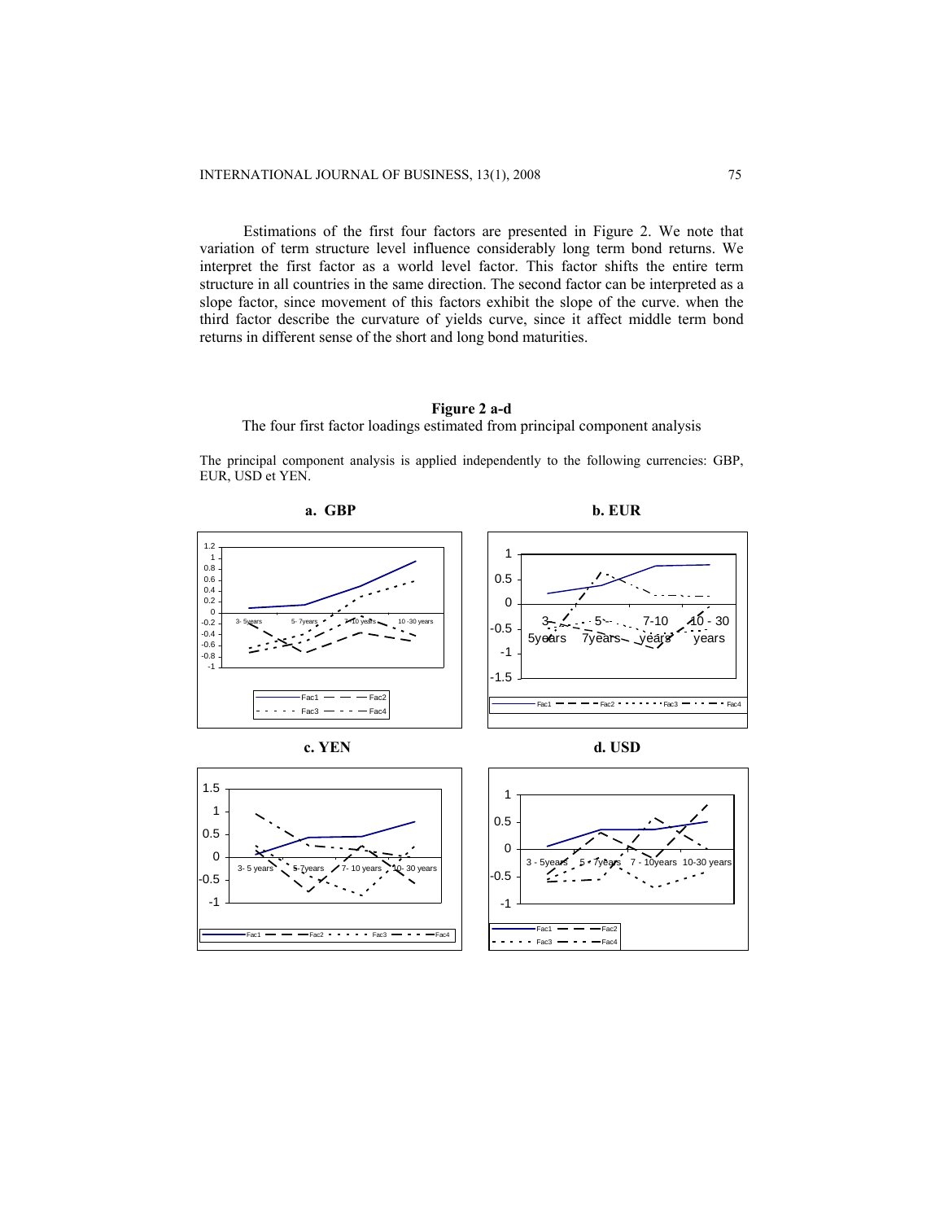Estimations of the first four factors are presented in Figure 2. We note that variation of term structure level influence considerably long term bond returns. We interpret the first factor as a world level factor. This factor shifts the entire term structure in all countries in the same direction. The second factor can be interpreted as a slope factor, since movement of this factors exhibit the slope of the curve. when the third factor describe the curvature of yields curve, since it affect middle term bond returns in different sense of the short and long bond maturities.

**Figure 2 a-d**

The four first factor loadings estimated from principal component analysis

The principal component analysis is applied independently to the following currencies: GBP, EUR, USD et YEN.

**a. GBP**

**b. EUR**

**c. YEN**

**d. USD**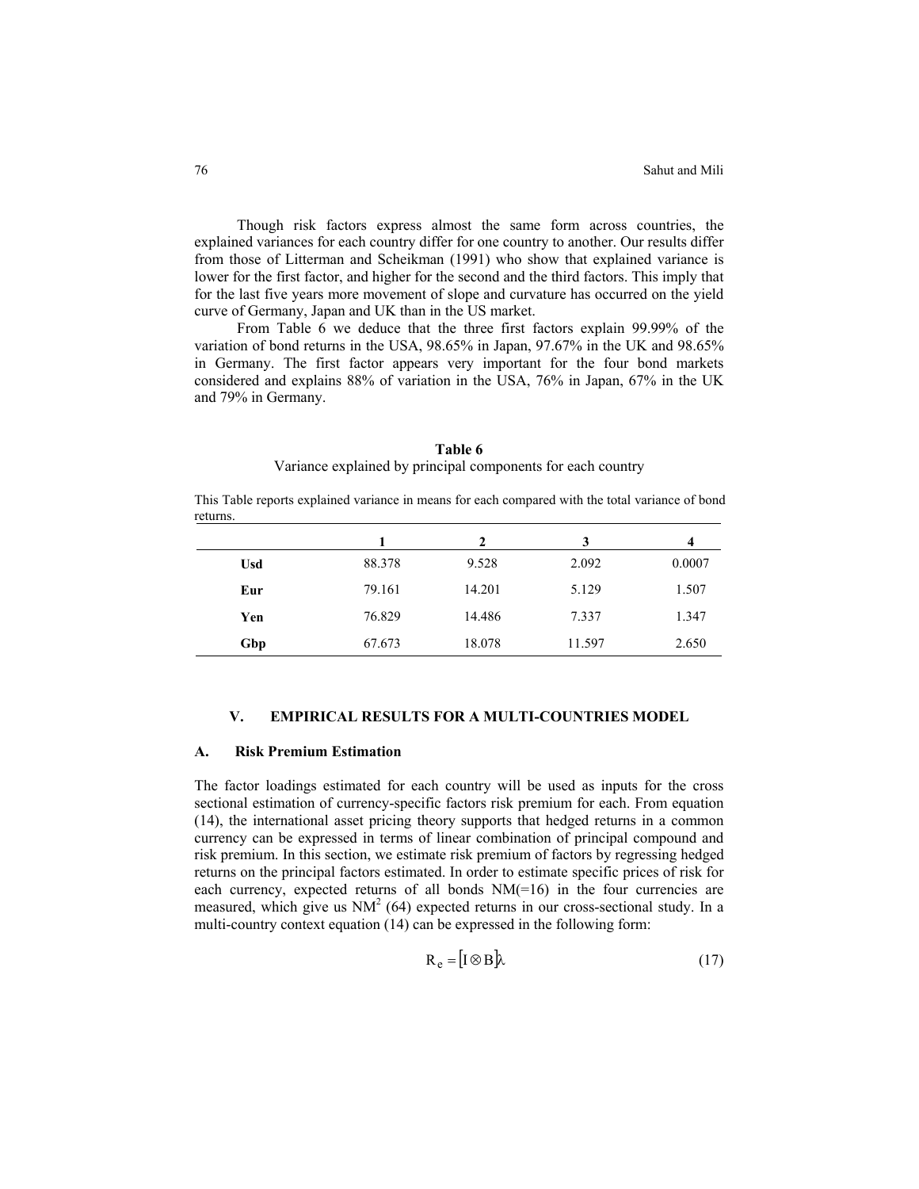Though risk factors express almost the same form across countries, the explained variances for each country differ for one country to another. Our results differ from those of Litterman and Scheikman (1991) who show that explained variance is lower for the first factor, and higher for the second and the third factors. This imply that for the last five years more movement of slope and curvature has occurred on the yield curve of Germany, Japan and UK than in the US market.

From Table 6 we deduce that the three first factors explain 99.99% of the variation of bond returns in the USA, 98.65% in Japan, 97.67% in the UK and 98.65% in Germany. The first factor appears very important for the four bond markets considered and explains 88% of variation in the USA, 76% in Japan, 67% in the UK and 79% in Germany.

**Table 6**

Variance explained by principal components for each country

This Table reports explained variance in means for each compared with the total variance of bond returns.

| | 1 | 2 | 3 | 4 |
|---|---|---|---|---|
| **Usd** | 88.378 | 9.528 | 2.092 | 0.0007 |
| **Eur** | 79.161 | 14.201 | 5.129 | 1.507 |
| **Yen** | 76.829 | 14.486 | 7.337 | 1.347 |
| **Gbp** | 67.673 | 18.078 | 11.597 | 2.650 |

## V. EMPIRICAL RESULTS FOR A MULTI-COUNTRIES MODEL

### A. Risk Premium Estimation

The factor loadings estimated for each country will be used as inputs for the cross sectional estimation of currency-specific factors risk premium for each. From equation (14), the international asset pricing theory supports that hedged returns in a common currency can be expressed in terms of linear combination of principal compound and risk premium. In this section, we estimate risk premium of factors by regressing hedged returns on the principal factors estimated. In order to estimate specific prices of risk for each currency, expected returns of all bonds NM(=16) in the four currencies are measured, which give us $NM^2$ (64) expected returns in our cross-sectional study. In a multi-country context equation (14) can be expressed in the following form:

$$R_e = [I \otimes B]\lambda \tag{17}$$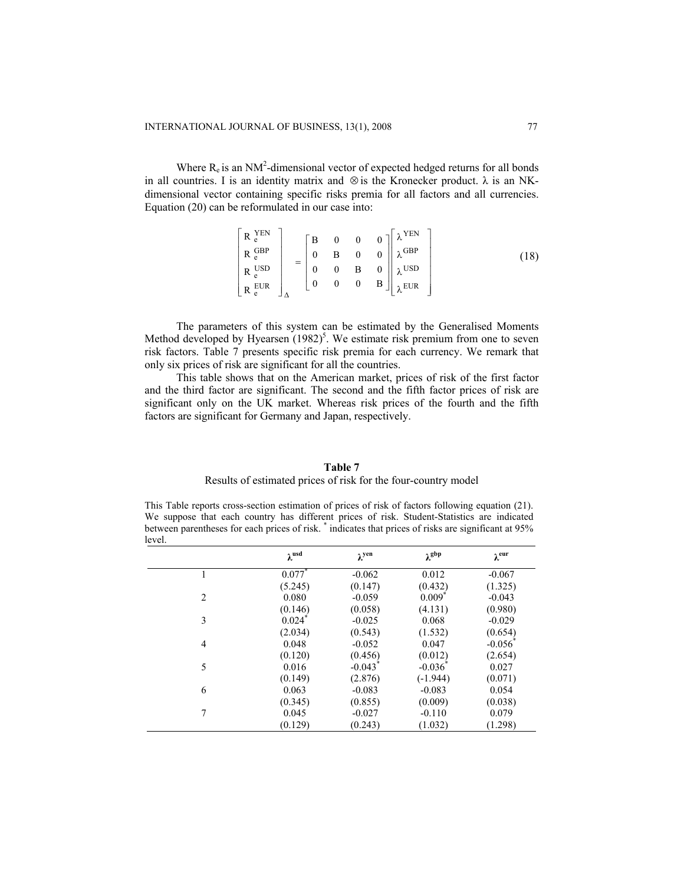Where $R_e$ is an $NM^2$-dimensional vector of expected hedged returns for all bonds in all countries. I is an identity matrix and $\otimes$ is the Kronecker product. $\lambda$ is an NK-dimensional vector containing specific risks premia for all factors and all currencies. Equation (20) can be reformulated in our case into:

$$\begin{bmatrix} R_e^{YEN} \\ R_e^{GBP} \\ R_e^{USD} \\ R_e^{EUR} \end{bmatrix}_{\Delta} = \begin{bmatrix} B & 0 & 0 & 0 \\ 0 & B & 0 & 0 \\ 0 & 0 & B & 0 \\ 0 & 0 & 0 & B \end{bmatrix} \begin{bmatrix} \lambda^{YEN} \\ \lambda^{GBP} \\ \lambda^{USD} \\ \lambda^{EUR} \end{bmatrix} \tag{18}$$

The parameters of this system can be estimated by the Generalised Moments Method developed by Hyearsen (1982)[5]. We estimate risk premium from one to seven risk factors. Table 7 presents specific risk premia for each currency. We remark that only six prices of risk are significant for all the countries.

This table shows that on the American market, prices of risk of the first factor and the third factor are significant. The second and the fifth factor prices of risk are significant only on the UK market. Whereas risk prices of the fourth and the fifth factors are significant for Germany and Japan, respectively.

**Table 7**

Results of estimated prices of risk for the four-country model

This Table reports cross-section estimation of prices of risk of factors following equation (21). We suppose that each country has different prices of risk. Student-Statistics are indicated between parentheses for each prices of risk. * indicates that prices of risks are significant at 95% level.

| | $\lambda^{usd}$ | $\lambda^{yen}$ | $\lambda^{gbp}$ | $\lambda^{eur}$ |
|---|---|---|---|---|
| 1 | 0.077* | -0.062 | 0.012 | -0.067 |
| | (5.245) | (0.147) | (0.432) | (1.325) |
| 2 | 0.080 | -0.059 | 0.009* | -0.043 |
| | (0.146) | (0.058) | (4.131) | (0.980) |
| 3 | 0.024* | -0.025 | 0.068 | -0.029 |
| | (2.034) | (0.543) | (1.532) | (0.654) |
| 4 | 0.048 | -0.052 | 0.047 | -0.056* |
| | (0.120) | (0.456) | (0.012) | (2.654) |
| 5 | 0.016 | -0.043* | -0.036* | 0.027 |
| | (0.149) | (2.876) | (-1.944) | (0.071) |
| 6 | 0.063 | -0.083 | -0.083 | 0.054 |
| | (0.345) | (0.855) | (0.009) | (0.038) |
| 7 | 0.045 | -0.027 | -0.110 | 0.079 |
| | (0.129) | (0.243) | (1.032) | (1.298) |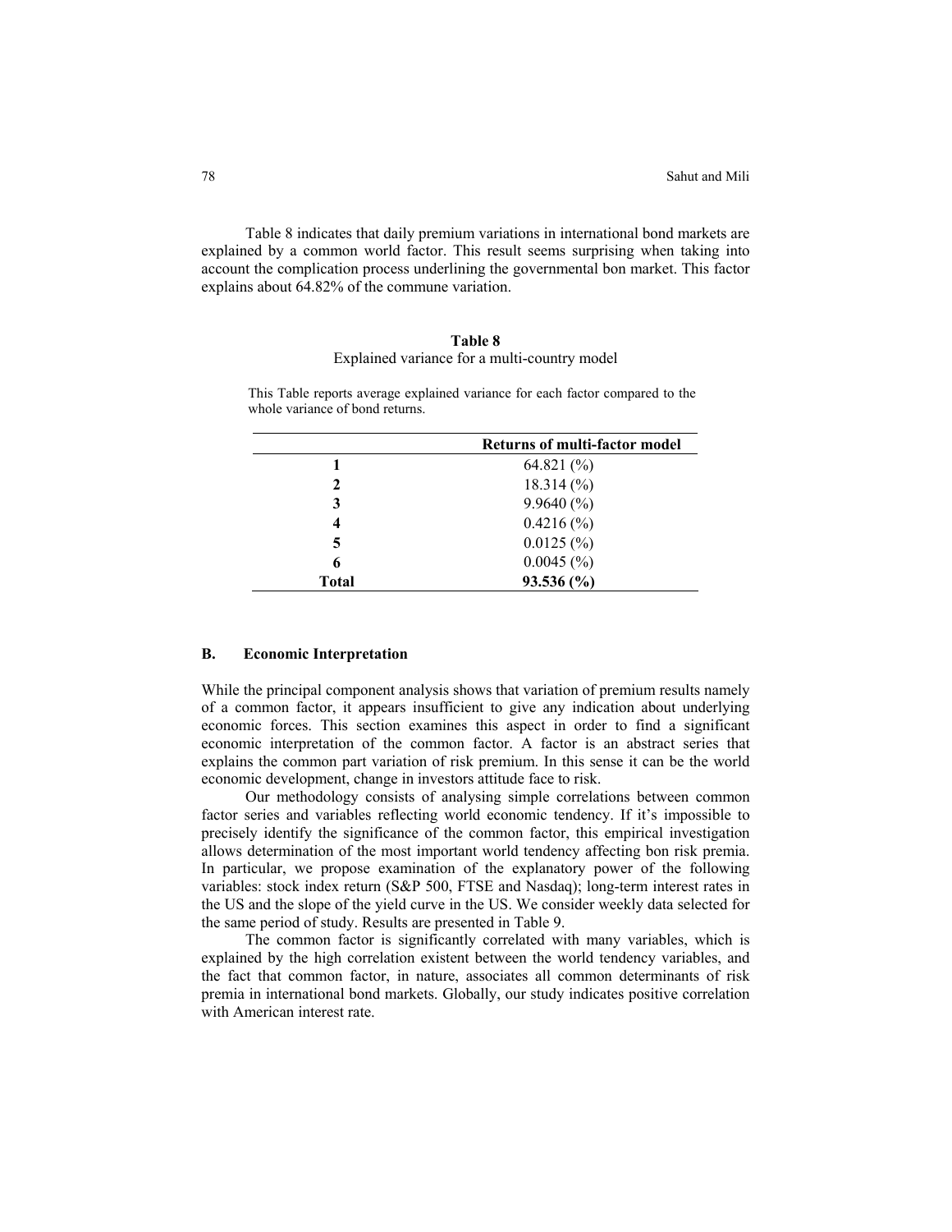Table 8 indicates that daily premium variations in international bond markets are explained by a common world factor. This result seems surprising when taking into account the complication process underlining the governmental bon market. This factor explains about 64.82% of the commune variation.

**Table 8**

Explained variance for a multi-country model

This Table reports average explained variance for each factor compared to the whole variance of bond returns.

| | **Returns of multi-factor model** |
|---|---|
| **1** | 64.821 (%) |
| **2** | 18.314 (%) |
| **3** | 9.9640 (%) |
| **4** | 0.4216 (%) |
| **5** | 0.0125 (%) |
| **6** | 0.0045 (%) |
| **Total** | **93.536 (%)** |

### B. Economic Interpretation

While the principal component analysis shows that variation of premium results namely of a common factor, it appears insufficient to give any indication about underlying economic forces. This section examines this aspect in order to find a significant economic interpretation of the common factor. A factor is an abstract series that explains the common part variation of risk premium. In this sense it can be the world economic development, change in investors attitude face to risk.

Our methodology consists of analysing simple correlations between common factor series and variables reflecting world economic tendency. If it's impossible to precisely identify the significance of the common factor, this empirical investigation allows determination of the most important world tendency affecting bon risk premia. In particular, we propose examination of the explanatory power of the following variables: stock index return (S&P 500, FTSE and Nasdaq); long-term interest rates in the US and the slope of the yield curve in the US. We consider weekly data selected for the same period of study. Results are presented in Table 9.

The common factor is significantly correlated with many variables, which is explained by the high correlation existent between the world tendency variables, and the fact that common factor, in nature, associates all common determinants of risk premia in international bond markets. Globally, our study indicates positive correlation with American interest rate.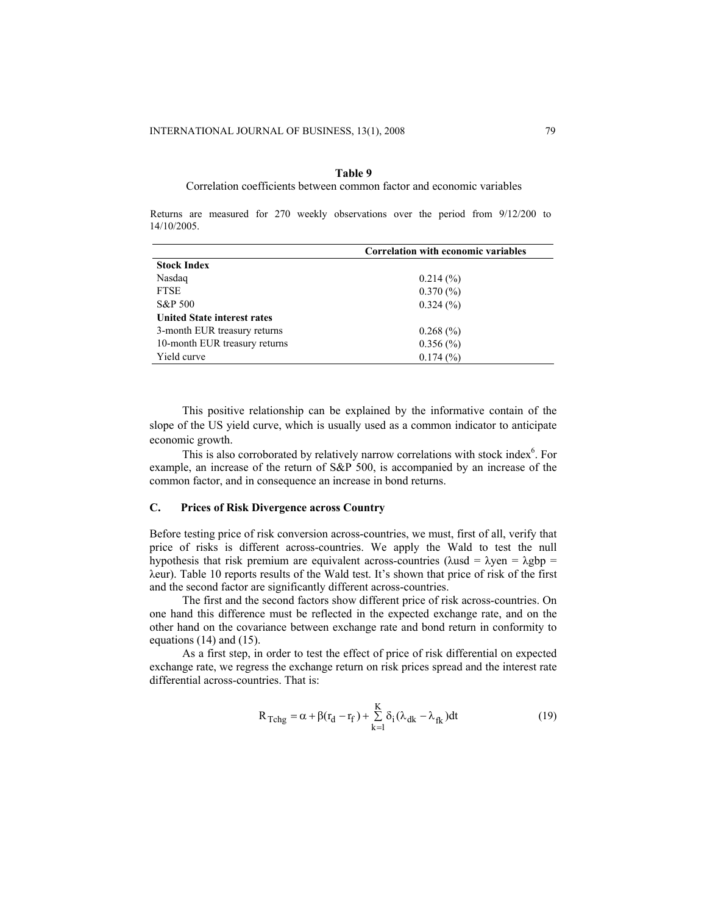**Table 9**

Correlation coefficients between common factor and economic variables

Returns are measured for 270 weekly observations over the period from 9/12/200 to 14/10/2005.

| | Correlation with economic variables |
|---|---|
| **Stock Index** | |
| Nasdaq | 0.214 (%) |
| FTSE | 0.370 (%) |
| S&P 500 | 0.324 (%) |
| **United State interest rates** | |
| 3-month EUR treasury returns | 0.268 (%) |
| 10-month EUR treasury returns | 0.356 (%) |
| Yield curve | 0.174 (%) |

This positive relationship can be explained by the informative contain of the slope of the US yield curve, which is usually used as a common indicator to anticipate economic growth.

This is also corroborated by relatively narrow correlations with stock index[6]. For example, an increase of the return of S&P 500, is accompanied by an increase of the common factor, and in consequence an increase in bond returns.

### C. Prices of Risk Divergence across Country

Before testing price of risk conversion across-countries, we must, first of all, verify that price of risks is different across-countries. We apply the Wald to test the null hypothesis that risk premium are equivalent across-countries ($\lambda usd = \lambda yen = \lambda gbp = \lambda eur$). Table 10 reports results of the Wald test. It's shown that price of risk of the first and the second factor are significantly different across-countries.

The first and the second factors show different price of risk across-countries. On one hand this difference must be reflected in the expected exchange rate, and on the other hand on the covariance between exchange rate and bond return in conformity to equations (14) and (15).

As a first step, in order to test the effect of price of risk differential on expected exchange rate, we regress the exchange return on risk prices spread and the interest rate differential across-countries. That is:

$$R_{Tchg} = \alpha + \beta(r_d - r_f) + \sum_{k=1}^{K} \delta_i (\lambda_{dk} - \lambda_{fk})dt \tag{19}$$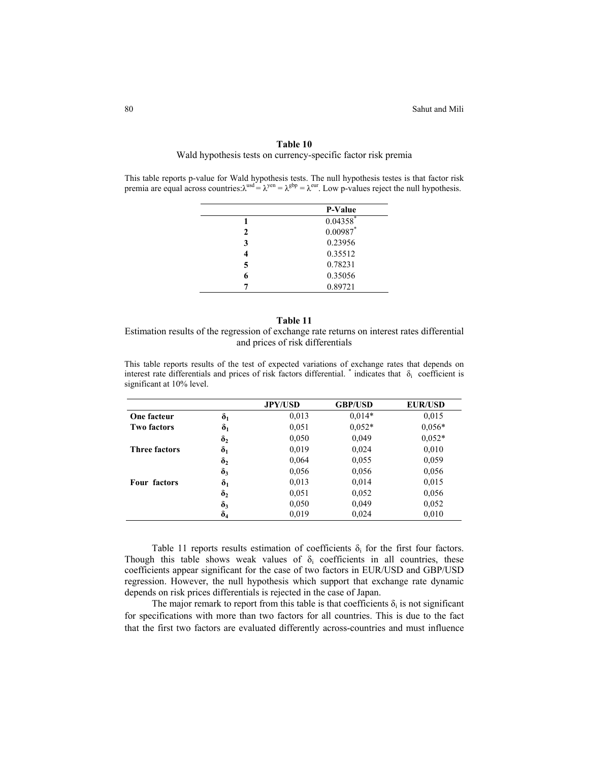**Table 10**

Wald hypothesis tests on currency-specific factor risk premia

This table reports p-value for Wald hypothesis tests. The null hypothesis testes is that factor risk premia are equal across countries: $\lambda^{usd} = \lambda^{yen} = \lambda^{gbp} = \lambda^{eur}$. Low p-values reject the null hypothesis.

| | P-Value |
|---|---|
| **1** | 0.04358* |
| **2** | 0.00987* |
| **3** | 0.23956 |
| **4** | 0.35512 |
| **5** | 0.78231 |
| **6** | 0.35056 |
| **7** | 0.89721 |

**Table 11**

Estimation results of the regression of exchange rate returns on interest rates differential and prices of risk differentials

This table reports results of the test of expected variations of exchange rates that depends on interest rate differentials and prices of risk factors differential. * indicates that $\delta_i$ coefficient is significant at 10% level.

| | | JPY/USD | GBP/USD | EUR/USD |
|---|---|---|---|---|
| **One facteur** | $\delta_1$ | 0,013 | 0,014* | 0,015 |
| **Two factors** | $\delta_1$ | 0,051 | 0,052* | 0,056* |
| | $\delta_2$ | 0,050 | 0,049 | 0,052* |
| **Three factors** | $\delta_1$ | 0,019 | 0,024 | 0,010 |
| | $\delta_2$ | 0,064 | 0,055 | 0,059 |
| | $\delta_3$ | 0,056 | 0,056 | 0,056 |
| **Four factors** | $\delta_1$ | 0,013 | 0,014 | 0,015 |
| | $\delta_2$ | 0,051 | 0,052 | 0,056 |
| | $\delta_3$ | 0,050 | 0,049 | 0,052 |
| | $\delta_4$ | 0,019 | 0,024 | 0,010 |

Table 11 reports results estimation of coefficients $\delta_i$ for the first four factors. Though this table shows weak values of $\delta_i$ coefficients in all countries, these coefficients appear significant for the case of two factors in EUR/USD and GBP/USD regression. However, the null hypothesis which support that exchange rate dynamic depends on risk prices differentials is rejected in the case of Japan.

The major remark to report from this table is that coefficients $\delta_i$ is not significant for specifications with more than two factors for all countries. This is due to the fact that the first two factors are evaluated differently across-countries and must influence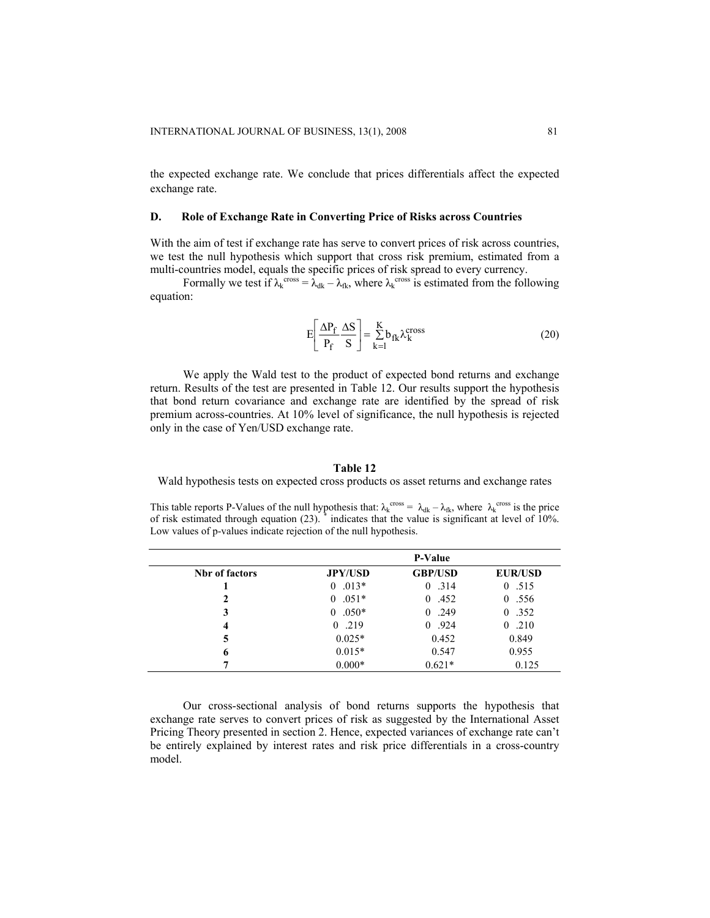the expected exchange rate. We conclude that prices differentials affect the expected exchange rate.

### D. Role of Exchange Rate in Converting Price of Risks across Countries

With the aim of test if exchange rate has serve to convert prices of risk across countries, we test the null hypothesis which support that cross risk premium, estimated from a multi-countries model, equals the specific prices of risk spread to every currency.

Formally we test if $\lambda_k^{cross} = \lambda_{dk} - \lambda_{fk}$, where $\lambda_k^{cross}$ is estimated from the following equation:

$$E\left[\frac{\Delta P_f}{P_f}\frac{\Delta S}{S}\right] = \sum_{k=1}^{K} b_{fk}\lambda_k^{cross} \tag{20}$$

We apply the Wald test to the product of expected bond returns and exchange return. Results of the test are presented in Table 12. Our results support the hypothesis that bond return covariance and exchange rate are identified by the spread of risk premium across-countries. At 10% level of significance, the null hypothesis is rejected only in the case of Yen/USD exchange rate.

**Table 12**

Wald hypothesis tests on expected cross products os asset returns and exchange rates

This table reports P-Values of the null hypothesis that: $\lambda_k^{cross} = \lambda_{dk} - \lambda_{fk}$, where $\lambda_k^{cross}$ is the price of risk estimated through equation (23). * indicates that the value is significant at level of 10%. Low values of p-values indicate rejection of the null hypothesis.

| | P-Value | | |
|---|---|---|---|
| **Nbr of factors** | **JPY/USD** | **GBP/USD** | **EUR/USD** |
| **1** | 0 .013* | 0 .314 | 0 .515 |
| **2** | 0 .051* | 0 .452 | 0 .556 |
| **3** | 0 .050* | 0 .249 | 0 .352 |
| **4** | 0 .219 | 0 .924 | 0 .210 |
| **5** | 0.025* | 0.452 | 0.849 |
| **6** | 0.015* | 0.547 | 0.955 |
| **7** | 0.000* | 0.621* | 0.125 |

Our cross-sectional analysis of bond returns supports the hypothesis that exchange rate serves to convert prices of risk as suggested by the International Asset Pricing Theory presented in section 2. Hence, expected variances of exchange rate can't be entirely explained by interest rates and risk price differentials in a cross-country model.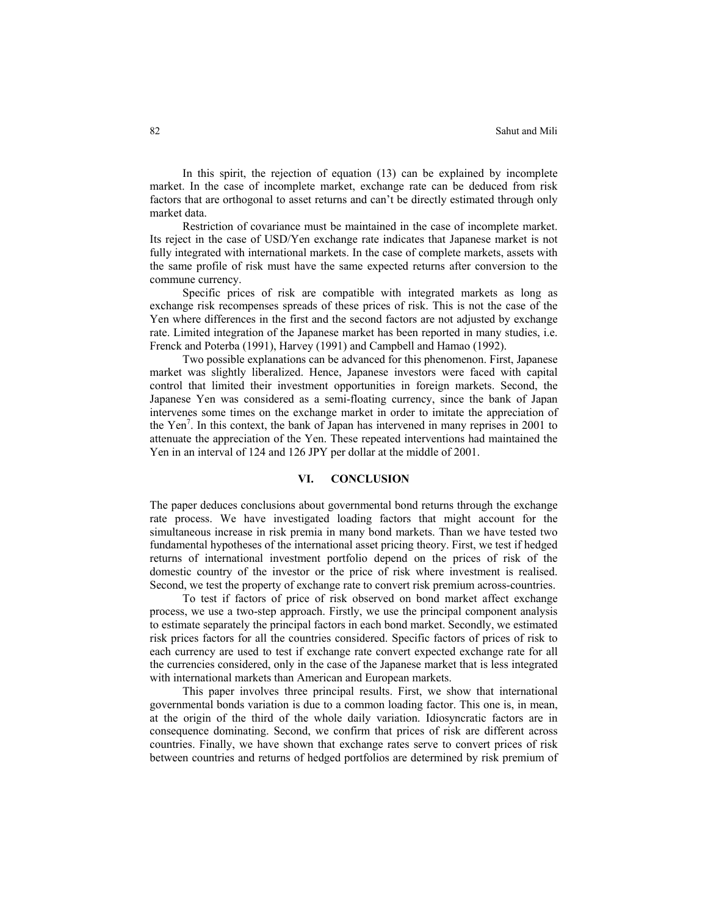In this spirit, the rejection of equation (13) can be explained by incomplete market. In the case of incomplete market, exchange rate can be deduced from risk factors that are orthogonal to asset returns and can't be directly estimated through only market data.

Restriction of covariance must be maintained in the case of incomplete market. Its reject in the case of USD/Yen exchange rate indicates that Japanese market is not fully integrated with international markets. In the case of complete markets, assets with the same profile of risk must have the same expected returns after conversion to the commune currency.

Specific prices of risk are compatible with integrated markets as long as exchange risk recompenses spreads of these prices of risk. This is not the case of the Yen where differences in the first and the second factors are not adjusted by exchange rate. Limited integration of the Japanese market has been reported in many studies, i.e. Frenck and Poterba (1991), Harvey (1991) and Campbell and Hamao (1992).

Two possible explanations can be advanced for this phenomenon. First, Japanese market was slightly liberalized. Hence, Japanese investors were faced with capital control that limited their investment opportunities in foreign markets. Second, the Japanese Yen was considered as a semi-floating currency, since the bank of Japan intervenes some times on the exchange market in order to imitate the appreciation of the Yen[7]. In this context, the bank of Japan has intervened in many reprises in 2001 to attenuate the appreciation of the Yen. These repeated interventions had maintained the Yen in an interval of 124 and 126 JPY per dollar at the middle of 2001.

## VI. CONCLUSION

The paper deduces conclusions about governmental bond returns through the exchange rate process. We have investigated loading factors that might account for the simultaneous increase in risk premia in many bond markets. Than we have tested two fundamental hypotheses of the international asset pricing theory. First, we test if hedged returns of international investment portfolio depend on the prices of risk of the domestic country of the investor or the price of risk where investment is realised. Second, we test the property of exchange rate to convert risk premium across-countries.

To test if factors of price of risk observed on bond market affect exchange process, we use a two-step approach. Firstly, we use the principal component analysis to estimate separately the principal factors in each bond market. Secondly, we estimated risk prices factors for all the countries considered. Specific factors of prices of risk to each currency are used to test if exchange rate convert expected exchange rate for all the currencies considered, only in the case of the Japanese market that is less integrated with international markets than American and European markets.

This paper involves three principal results. First, we show that international governmental bonds variation is due to a common loading factor. This one is, in mean, at the origin of the third of the whole daily variation. Idiosyncratic factors are in consequence dominating. Second, we confirm that prices of risk are different across countries. Finally, we have shown that exchange rates serve to convert prices of risk between countries and returns of hedged portfolios are determined by risk premium of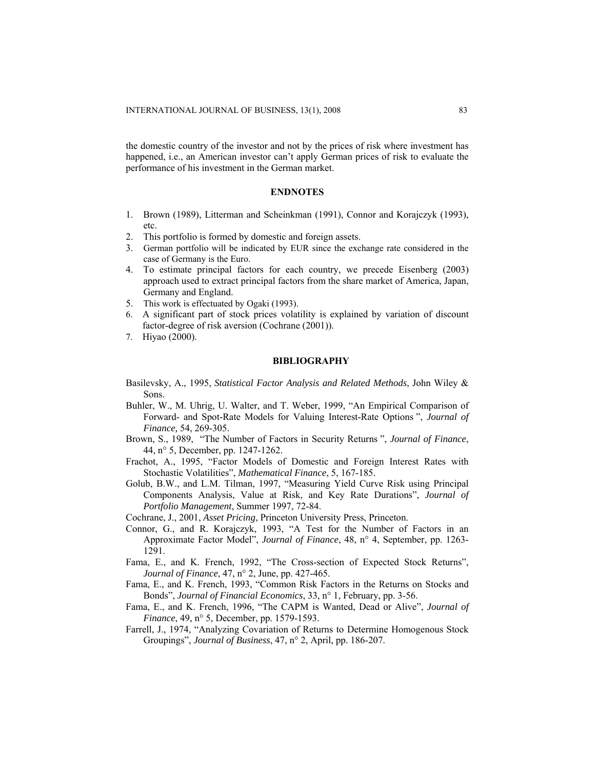the domestic country of the investor and not by the prices of risk where investment has happened, i.e., an American investor can't apply German prices of risk to evaluate the performance of his investment in the German market.

## ENDNOTES

1. Brown (1989), Litterman and Scheinkman (1991), Connor and Korajczyk (1993), etc.
2. This portfolio is formed by domestic and foreign assets.
3. German portfolio will be indicated by EUR since the exchange rate considered in the case of Germany is the Euro.
4. To estimate principal factors for each country, we precede Eisenberg (2003) approach used to extract principal factors from the share market of America, Japan, Germany and England.
5. This work is effectuated by Ogaki (1993).
6. A significant part of stock prices volatility is explained by variation of discount factor-degree of risk aversion (Cochrane (2001)).
7. Hiyao (2000).

## BIBLIOGRAPHY

Basilevsky, A., 1995, *Statistical Factor Analysis and Related Methods*, John Wiley & Sons.

Buhler, W., M. Uhrig, U. Walter, and T. Weber, 1999, "An Empirical Comparison of Forward- and Spot-Rate Models for Valuing Interest-Rate Options ", *Journal of Finance,* 54, 269-305.

Brown, S., 1989, "The Number of Factors in Security Returns ", *Journal of Finance*, 44, n° 5, December, pp. 1247-1262.

Frachot, A., 1995, "Factor Models of Domestic and Foreign Interest Rates with Stochastic Volatilities", *Mathematical Finance*, 5, 167-185.

Golub, B.W., and L.M. Tilman, 1997, "Measuring Yield Curve Risk using Principal Components Analysis, Value at Risk, and Key Rate Durations", *Journal of Portfolio Management*, Summer 1997, 72-84.

Cochrane, J., 2001, *Asset Pricing*, Princeton University Press, Princeton.

Connor, G., and R. Korajczyk, 1993, "A Test for the Number of Factors in an Approximate Factor Model", *Journal of Finance*, 48, n° 4, September, pp. 1263-1291.

Fama, E., and K. French, 1992, "The Cross-section of Expected Stock Returns", *Journal of Finance*, 47, n° 2, June, pp. 427-465.

Fama, E., and K. French, 1993, "Common Risk Factors in the Returns on Stocks and Bonds", *Journal of Financial Economics*, 33, n° 1, February, pp. 3-56.

Fama, E., and K. French, 1996, "The CAPM is Wanted, Dead or Alive", *Journal of Finance*, 49, n° 5, December, pp. 1579-1593.

Farrell, J., 1974, "Analyzing Covariation of Returns to Determine Homogenous Stock Groupings", *Journal of Business*, 47, n° 2, April, pp. 186-207.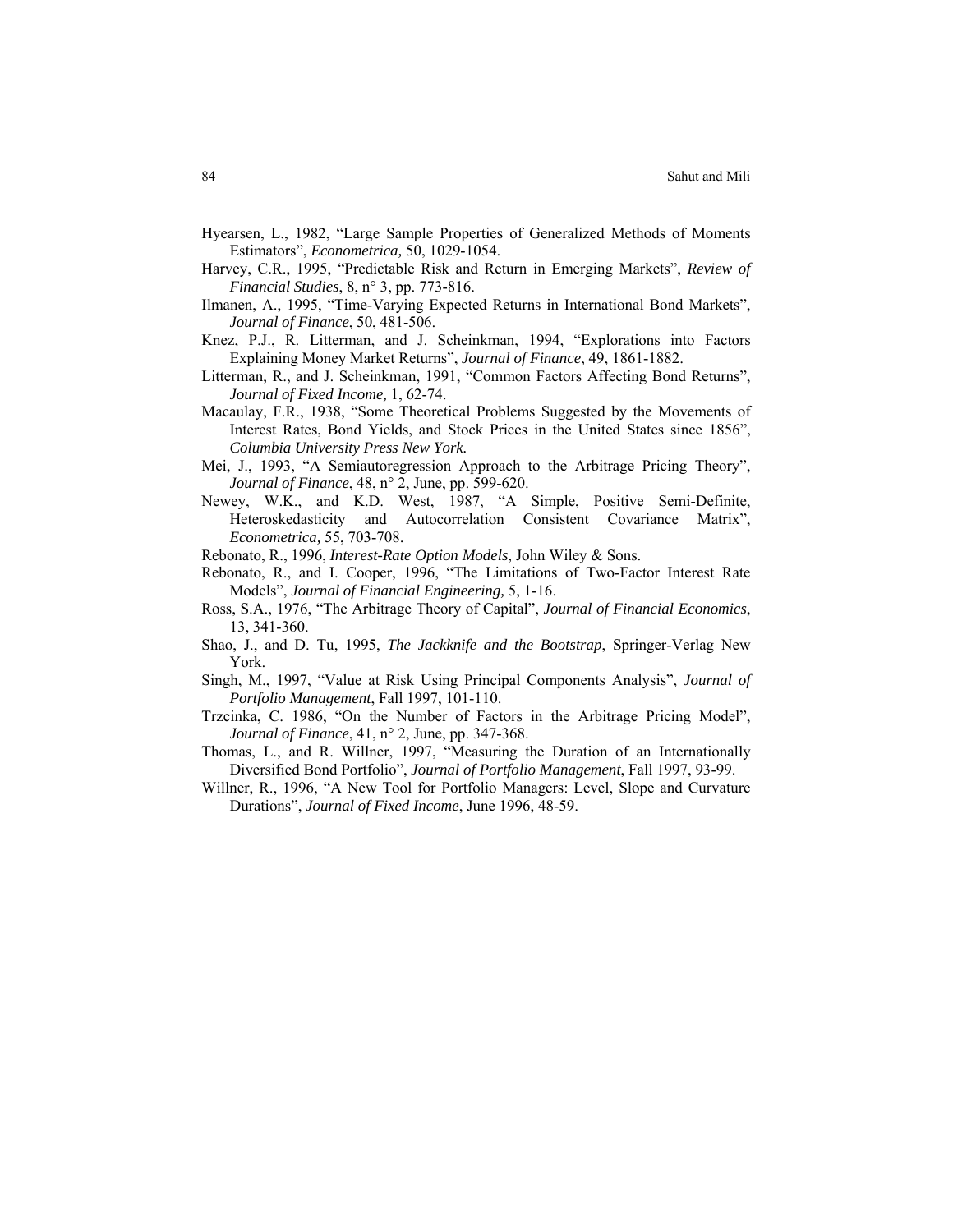Hyearsen, L., 1982, “Large Sample Properties of Generalized Methods of Moments Estimators”, *Econometrica,* 50, 1029-1054.

Harvey, C.R., 1995, “Predictable Risk and Return in Emerging Markets”, *Review of Financial Studies*, 8, n° 3, pp. 773-816.

Ilmanen, A., 1995, “Time-Varying Expected Returns in International Bond Markets”, *Journal of Finance*, 50, 481-506.

Knez, P.J., R. Litterman, and J. Scheinkman, 1994, “Explorations into Factors Explaining Money Market Returns”, *Journal of Finance*, 49, 1861-1882.

Litterman, R., and J. Scheinkman, 1991, “Common Factors Affecting Bond Returns”, *Journal of Fixed Income,* 1, 62-74.

Macaulay, F.R., 1938, “Some Theoretical Problems Suggested by the Movements of Interest Rates, Bond Yields, and Stock Prices in the United States since 1856”, ***Columbia University Press New York.***

Mei, J., 1993, “A Semiautoregression Approach to the Arbitrage Pricing Theory”, *Journal of Finance*, 48, n° 2, June, pp. 599-620.

Newey, W.K., and K.D. West, 1987, “A Simple, Positive Semi-Definite, Heteroskedasticity and Autocorrelation Consistent Covariance Matrix”, *Econometrica,* 55, 703-708.

Rebonato, R., 1996, *Interest-Rate Option Models*, John Wiley & Sons.

Rebonato, R., and I. Cooper, 1996, “The Limitations of Two-Factor Interest Rate Models”, *Journal of Financial Engineering,* 5, 1-16.

Ross, S.A., 1976, “The Arbitrage Theory of Capital”, *Journal of Financial Economics*, 13, 341-360.

Shao, J., and D. Tu, 1995, *The Jackknife and the Bootstrap*, Springer-Verlag New York.

Singh, M., 1997, “Value at Risk Using Principal Components Analysis”, *Journal of Portfolio Management*, Fall 1997, 101-110.

Trzcinka, C. 1986, “On the Number of Factors in the Arbitrage Pricing Model”, *Journal of Finance*, 41, n° 2, June, pp. 347-368.

Thomas, L., and R. Willner, 1997, “Measuring the Duration of an Internationally Diversified Bond Portfolio”, *Journal of Portfolio Management*, Fall 1997, 93-99.

Willner, R., 1996, “A New Tool for Portfolio Managers: Level, Slope and Curvature Durations”, *Journal of Fixed Income*, June 1996, 48-59.